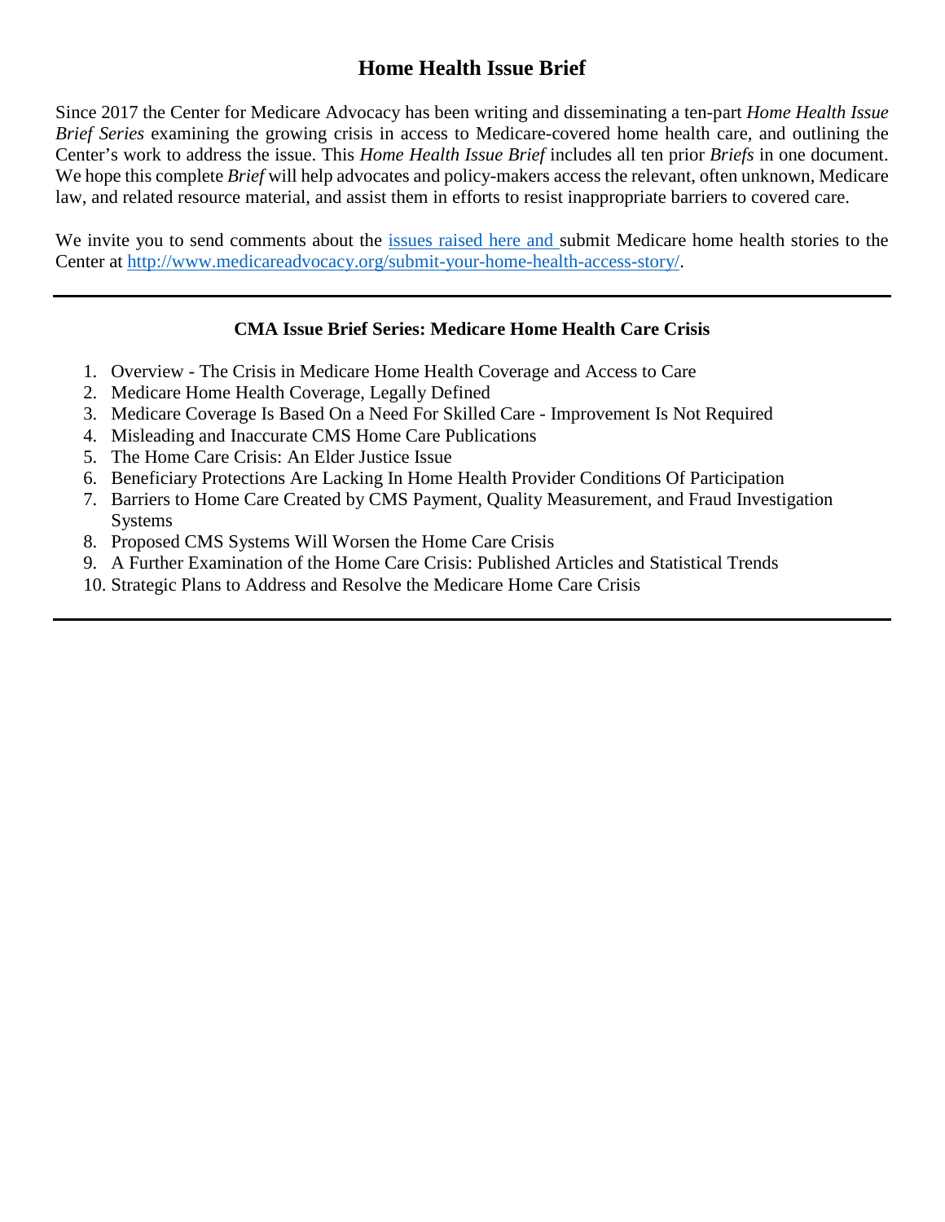# Home Health Issue Brief

Since 2017 the Center for Medicare Advocacy has been writing and disseminating a ten-part *Home Health Issue Brief Series* examining the growing crisis in access to Medicare-covered home health care, and outlining the Center's work to address the issue. This *Home Health Issue Brief* includes all ten prior *Briefs* in one document. We hope this complete *Brief* will help advocates and policy-makers access the relevant, often unknown, Medicare law, and related resource material, and assist them in efforts to resist inappropriate barriers to covered care.

We invite you to send comments about the issues raised here and submit Medicare home health stories to the Center at http://www.medicareadvocacy.org/submit-your-home-health-access-story/.

---

**CMA Issue Brief Series: Medicare Home Health Care Crisis**

1. Overview - The Crisis in Medicare Home Health Coverage and Access to Care
2. Medicare Home Health Coverage, Legally Defined
3. Medicare Coverage Is Based On a Need For Skilled Care - Improvement Is Not Required
4. Misleading and Inaccurate CMS Home Care Publications
5. The Home Care Crisis: An Elder Justice Issue
6. Beneficiary Protections Are Lacking In Home Health Provider Conditions Of Participation
7. Barriers to Home Care Created by CMS Payment, Quality Measurement, and Fraud Investigation Systems
8. Proposed CMS Systems Will Worsen the Home Care Crisis
9. A Further Examination of the Home Care Crisis: Published Articles and Statistical Trends
10. Strategic Plans to Address and Resolve the Medicare Home Care Crisis

---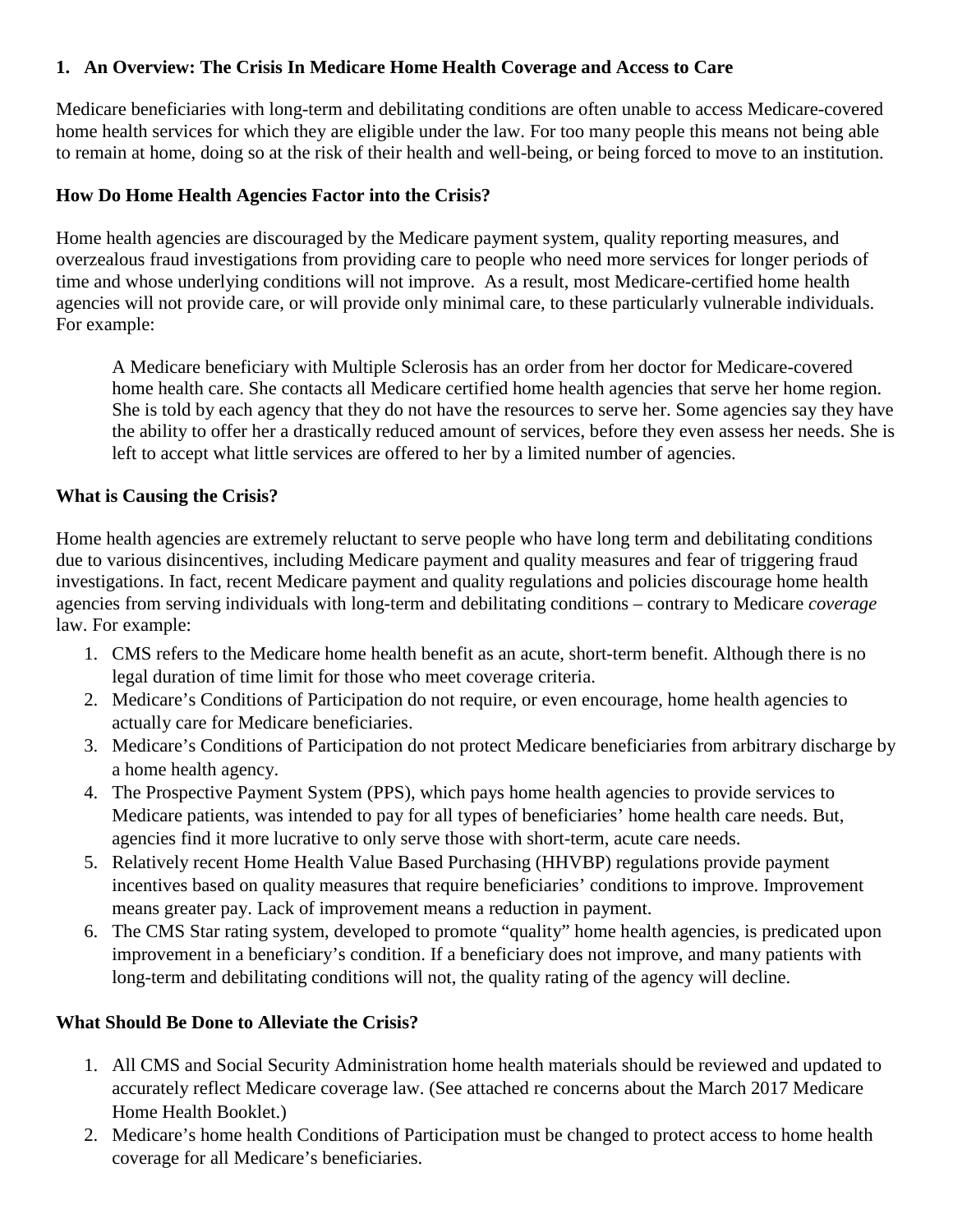## 1. An Overview: The Crisis In Medicare Home Health Coverage and Access to Care

Medicare beneficiaries with long-term and debilitating conditions are often unable to access Medicare-covered home health services for which they are eligible under the law. For too many people this means not being able to remain at home, doing so at the risk of their health and well-being, or being forced to move to an institution.

### How Do Home Health Agencies Factor into the Crisis?

Home health agencies are discouraged by the Medicare payment system, quality reporting measures, and overzealous fraud investigations from providing care to people who need more services for longer periods of time and whose underlying conditions will not improve. As a result, most Medicare-certified home health agencies will not provide care, or will provide only minimal care, to these particularly vulnerable individuals. For example:

> A Medicare beneficiary with Multiple Sclerosis has an order from her doctor for Medicare-covered home health care. She contacts all Medicare certified home health agencies that serve her home region. She is told by each agency that they do not have the resources to serve her. Some agencies say they have the ability to offer her a drastically reduced amount of services, before they even assess her needs. She is left to accept what little services are offered to her by a limited number of agencies.

### What is Causing the Crisis?

Home health agencies are extremely reluctant to serve people who have long term and debilitating conditions due to various disincentives, including Medicare payment and quality measures and fear of triggering fraud investigations. In fact, recent Medicare payment and quality regulations and policies discourage home health agencies from serving individuals with long-term and debilitating conditions – contrary to Medicare *coverage* law. For example:

1. CMS refers to the Medicare home health benefit as an acute, short-term benefit. Although there is no legal duration of time limit for those who meet coverage criteria.
2. Medicare's Conditions of Participation do not require, or even encourage, home health agencies to actually care for Medicare beneficiaries.
3. Medicare's Conditions of Participation do not protect Medicare beneficiaries from arbitrary discharge by a home health agency.
4. The Prospective Payment System (PPS), which pays home health agencies to provide services to Medicare patients, was intended to pay for all types of beneficiaries' home health care needs. But, agencies find it more lucrative to only serve those with short-term, acute care needs.
5. Relatively recent Home Health Value Based Purchasing (HHVBP) regulations provide payment incentives based on quality measures that require beneficiaries' conditions to improve. Improvement means greater pay. Lack of improvement means a reduction in payment.
6. The CMS Star rating system, developed to promote "quality" home health agencies, is predicated upon improvement in a beneficiary's condition. If a beneficiary does not improve, and many patients with long-term and debilitating conditions will not, the quality rating of the agency will decline.

### What Should Be Done to Alleviate the Crisis?

1. All CMS and Social Security Administration home health materials should be reviewed and updated to accurately reflect Medicare coverage law. (See attached re concerns about the March 2017 Medicare Home Health Booklet.)
2. Medicare's home health Conditions of Participation must be changed to protect access to home health coverage for all Medicare's beneficiaries.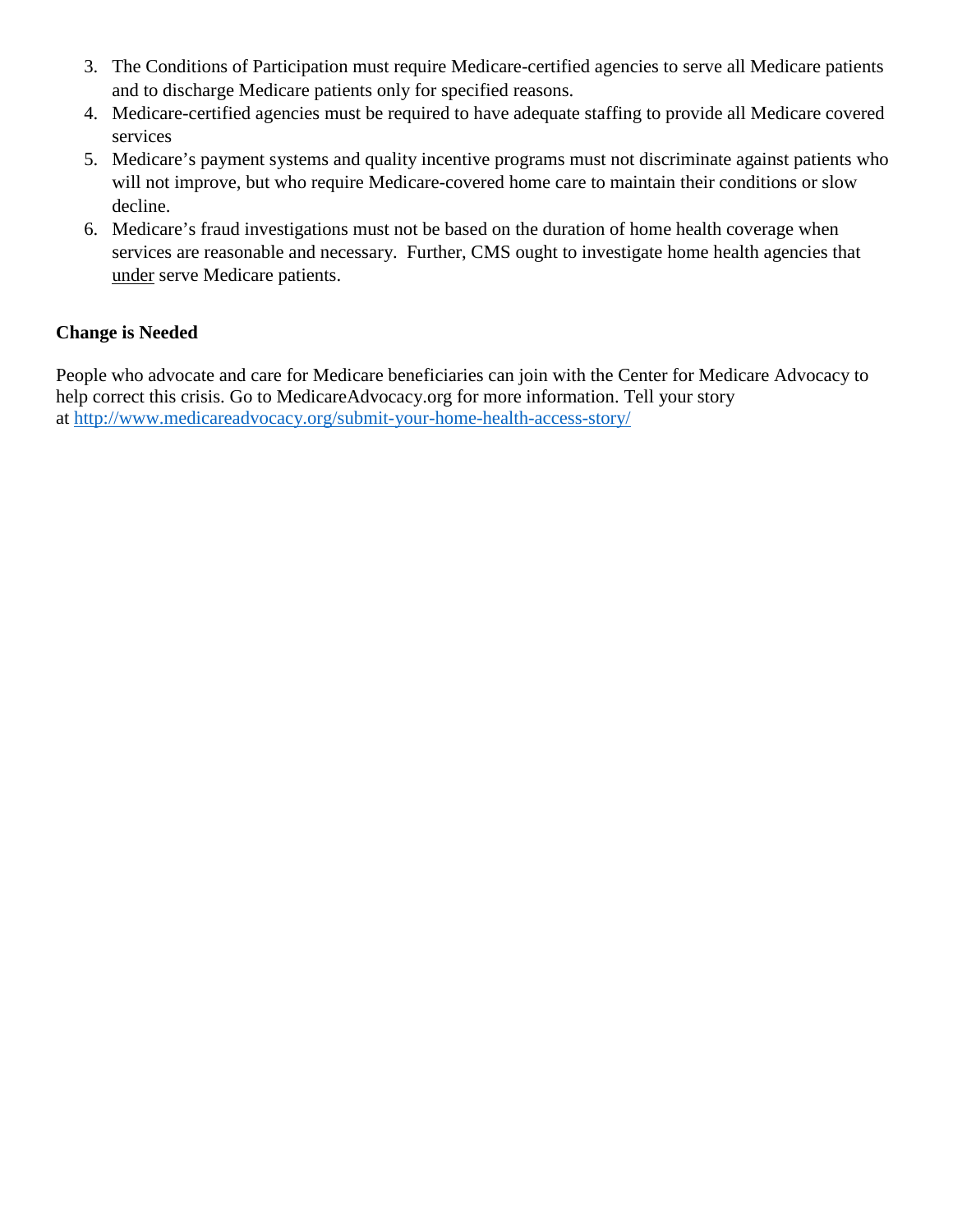3. The Conditions of Participation must require Medicare-certified agencies to serve all Medicare patients and to discharge Medicare patients only for specified reasons.
4. Medicare-certified agencies must be required to have adequate staffing to provide all Medicare covered services
5. Medicare's payment systems and quality incentive programs must not discriminate against patients who will not improve, but who require Medicare-covered home care to maintain their conditions or slow decline.
6. Medicare's fraud investigations must not be based on the duration of home health coverage when services are reasonable and necessary. Further, CMS ought to investigate home health agencies that <u>under</u> serve Medicare patients.

**Change is Needed**

People who advocate and care for Medicare beneficiaries can join with the Center for Medicare Advocacy to help correct this crisis. Go to MedicareAdvocacy.org for more information. Tell your story at http://www.medicareadvocacy.org/submit-your-home-health-access-story/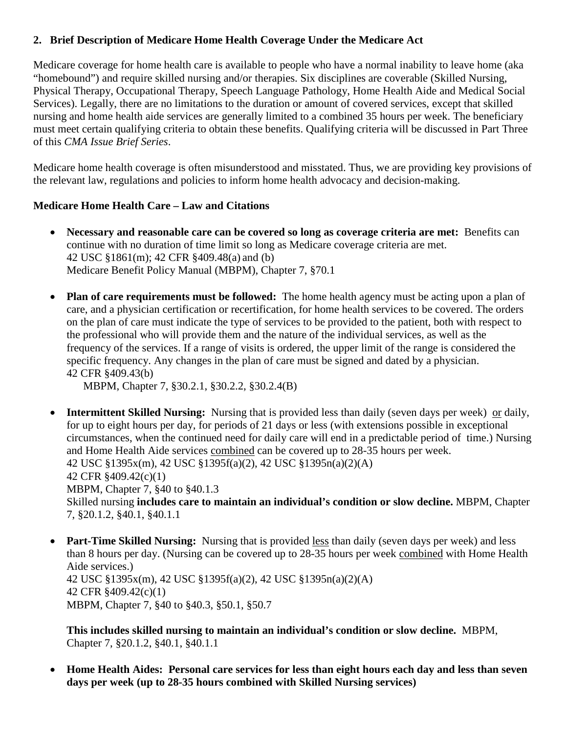**2. Brief Description of Medicare Home Health Coverage Under the Medicare Act**

Medicare coverage for home health care is available to people who have a normal inability to leave home (aka "homebound") and require skilled nursing and/or therapies. Six disciplines are coverable (Skilled Nursing, Physical Therapy, Occupational Therapy, Speech Language Pathology, Home Health Aide and Medical Social Services). Legally, there are no limitations to the duration or amount of covered services, except that skilled nursing and home health aide services are generally limited to a combined 35 hours per week. The beneficiary must meet certain qualifying criteria to obtain these benefits. Qualifying criteria will be discussed in Part Three of this *CMA Issue Brief Series*.

Medicare home health coverage is often misunderstood and misstated. Thus, we are providing key provisions of the relevant law, regulations and policies to inform home health advocacy and decision-making.

**Medicare Home Health Care – Law and Citations**

- **Necessary and reasonable care can be covered so long as coverage criteria are met:** Benefits can continue with no duration of time limit so long as Medicare coverage criteria are met.
  42 USC §1861(m); 42 CFR §409.48(a) and (b)
  Medicare Benefit Policy Manual (MBPM), Chapter 7, §70.1

- **Plan of care requirements must be followed:** The home health agency must be acting upon a plan of care, and a physician certification or recertification, for home health services to be covered. The orders on the plan of care must indicate the type of services to be provided to the patient, both with respect to the professional who will provide them and the nature of the individual services, as well as the frequency of the services. If a range of visits is ordered, the upper limit of the range is considered the specific frequency. Any changes in the plan of care must be signed and dated by a physician.
  42 CFR §409.43(b)
  MBPM, Chapter 7, §30.2.1, §30.2.2, §30.2.4(B)

- **Intermittent Skilled Nursing:** Nursing that is provided less than daily (seven days per week) <u>or</u> daily, for up to eight hours per day, for periods of 21 days or less (with extensions possible in exceptional circumstances, when the continued need for daily care will end in a predictable period of time.) Nursing and Home Health Aide services <u>combined</u> can be covered up to 28-35 hours per week.
  42 USC §1395x(m), 42 USC §1395f(a)(2), 42 USC §1395n(a)(2)(A)
  42 CFR §409.42(c)(1)
  MBPM, Chapter 7, §40 to §40.1.3
  Skilled nursing **includes care to maintain an individual's condition or slow decline.** MBPM, Chapter 7, §20.1.2, §40.1, §40.1.1

- **Part-Time Skilled Nursing:** Nursing that is provided <u>less</u> than daily (seven days per week) and less than 8 hours per day. (Nursing can be covered up to 28-35 hours per week <u>combined</u> with Home Health Aide services.)
  42 USC §1395x(m), 42 USC §1395f(a)(2), 42 USC §1395n(a)(2)(A)
  42 CFR §409.42(c)(1)
  MBPM, Chapter 7, §40 to §40.3, §50.1, §50.7

  **This includes skilled nursing to maintain an individual's condition or slow decline.** MBPM, Chapter 7, §20.1.2, §40.1, §40.1.1

- **Home Health Aides: Personal care services for less than eight hours each day and less than seven days per week (up to 28-35 hours combined with Skilled Nursing services)**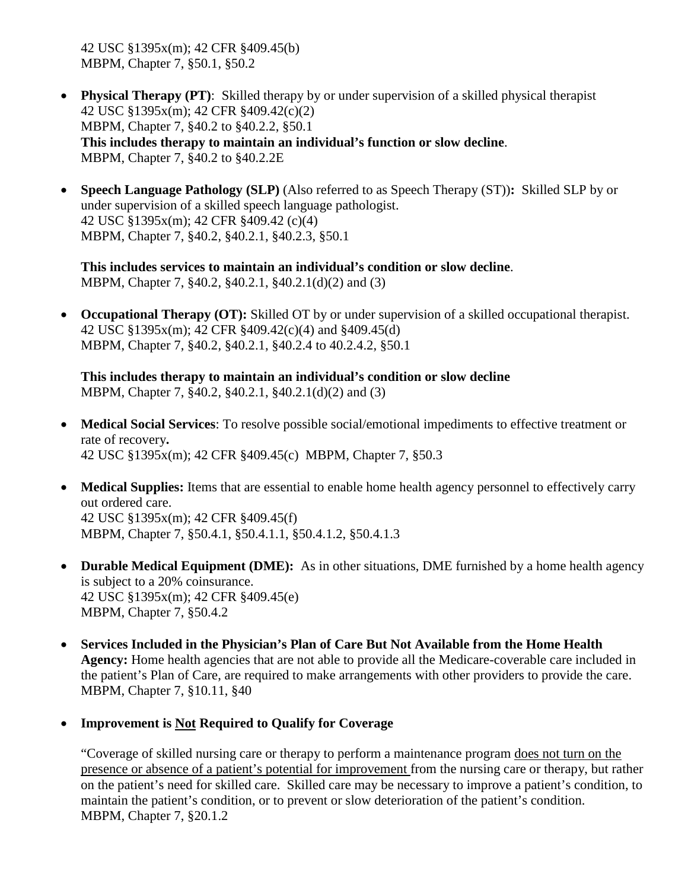42 USC §1395x(m); 42 CFR §409.45(b)
MBPM, Chapter 7, §50.1, §50.2

- **Physical Therapy (PT)**: Skilled therapy by or under supervision of a skilled physical therapist
  42 USC §1395x(m); 42 CFR §409.42(c)(2)
  MBPM, Chapter 7, §40.2 to §40.2.2, §50.1
  **This includes therapy to maintain an individual's function or slow decline**.
  MBPM, Chapter 7, §40.2 to §40.2.2E

- **Speech Language Pathology (SLP)** (Also referred to as Speech Therapy (ST))**:** Skilled SLP by or under supervision of a skilled speech language pathologist.
  42 USC §1395x(m); 42 CFR §409.42 (c)(4)
  MBPM, Chapter 7, §40.2, §40.2.1, §40.2.3, §50.1

  **This includes services to maintain an individual's condition or slow decline**.
  MBPM, Chapter 7, §40.2, §40.2.1, §40.2.1(d)(2) and (3)

- **Occupational Therapy (OT):** Skilled OT by or under supervision of a skilled occupational therapist.
  42 USC §1395x(m); 42 CFR §409.42(c)(4) and §409.45(d)
  MBPM, Chapter 7, §40.2, §40.2.1, §40.2.4 to 40.2.4.2, §50.1

  **This includes therapy to maintain an individual's condition or slow decline**
  MBPM, Chapter 7, §40.2, §40.2.1, §40.2.1(d)(2) and (3)

- **Medical Social Services**: To resolve possible social/emotional impediments to effective treatment or rate of recovery**.**
  42 USC §1395x(m); 42 CFR §409.45(c) MBPM, Chapter 7, §50.3

- **Medical Supplies:** Items that are essential to enable home health agency personnel to effectively carry out ordered care.
  42 USC §1395x(m); 42 CFR §409.45(f)
  MBPM, Chapter 7, §50.4.1, §50.4.1.1, §50.4.1.2, §50.4.1.3

- **Durable Medical Equipment (DME):** As in other situations, DME furnished by a home health agency is subject to a 20% coinsurance.
  42 USC §1395x(m); 42 CFR §409.45(e)
  MBPM, Chapter 7, §50.4.2

- **Services Included in the Physician's Plan of Care But Not Available from the Home Health Agency:** Home health agencies that are not able to provide all the Medicare-coverable care included in the patient's Plan of Care, are required to make arrangements with other providers to provide the care.
  MBPM, Chapter 7, §10.11, §40

- **Improvement is Not Required to Qualify for Coverage**

  "Coverage of skilled nursing care or therapy to perform a maintenance program does not turn on the presence or absence of a patient's potential for improvement from the nursing care or therapy, but rather on the patient's need for skilled care. Skilled care may be necessary to improve a patient's condition, to maintain the patient's condition, or to prevent or slow deterioration of the patient's condition.
  MBPM, Chapter 7, §20.1.2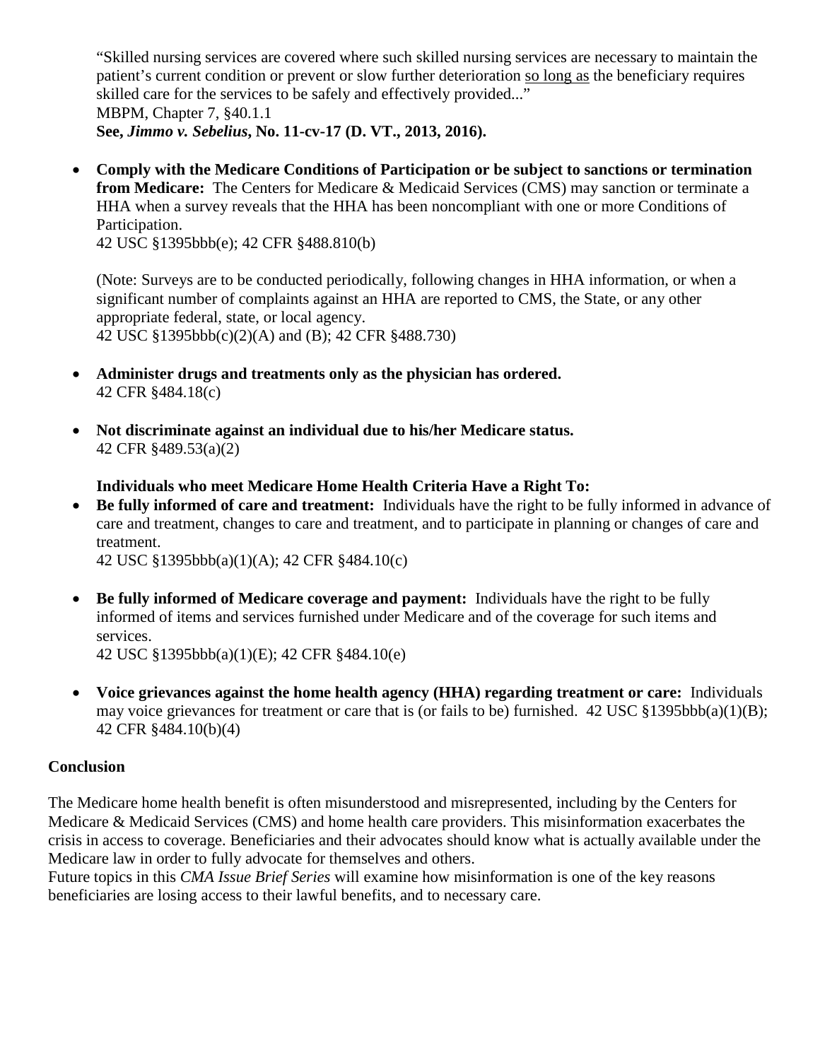"Skilled nursing services are covered where such skilled nursing services are necessary to maintain the patient's current condition or prevent or slow further deterioration <u>so long as</u> the beneficiary requires skilled care for the services to be safely and effectively provided..."
MBPM, Chapter 7, §40.1.1
**See, *Jimmo v. Sebelius*, No. 11-cv-17 (D. VT., 2013, 2016).**

- **Comply with the Medicare Conditions of Participation or be subject to sanctions or termination from Medicare:** The Centers for Medicare & Medicaid Services (CMS) may sanction or terminate a HHA when a survey reveals that the HHA has been noncompliant with one or more Conditions of Participation.
  42 USC §1395bbb(e); 42 CFR §488.810(b)

  (Note: Surveys are to be conducted periodically, following changes in HHA information, or when a significant number of complaints against an HHA are reported to CMS, the State, or any other appropriate federal, state, or local agency.
  42 USC §1395bbb(c)(2)(A) and (B); 42 CFR §488.730)

- **Administer drugs and treatments only as the physician has ordered.**
  42 CFR §484.18(c)

- **Not discriminate against an individual due to his/her Medicare status.**
  42 CFR §489.53(a)(2)

**Individuals who meet Medicare Home Health Criteria Have a Right To:**

- **Be fully informed of care and treatment:** Individuals have the right to be fully informed in advance of care and treatment, changes to care and treatment, and to participate in planning or changes of care and treatment.
  42 USC §1395bbb(a)(1)(A); 42 CFR §484.10(c)

- **Be fully informed of Medicare coverage and payment:** Individuals have the right to be fully informed of items and services furnished under Medicare and of the coverage for such items and services.
  42 USC §1395bbb(a)(1)(E); 42 CFR §484.10(e)

- **Voice grievances against the home health agency (HHA) regarding treatment or care:** Individuals may voice grievances for treatment or care that is (or fails to be) furnished. 42 USC §1395bbb(a)(1)(B); 42 CFR §484.10(b)(4)

## Conclusion

The Medicare home health benefit is often misunderstood and misrepresented, including by the Centers for Medicare & Medicaid Services (CMS) and home health care providers. This misinformation exacerbates the crisis in access to coverage. Beneficiaries and their advocates should know what is actually available under the Medicare law in order to fully advocate for themselves and others.
Future topics in this *CMA Issue Brief Series* will examine how misinformation is one of the key reasons beneficiaries are losing access to their lawful benefits, and to necessary care.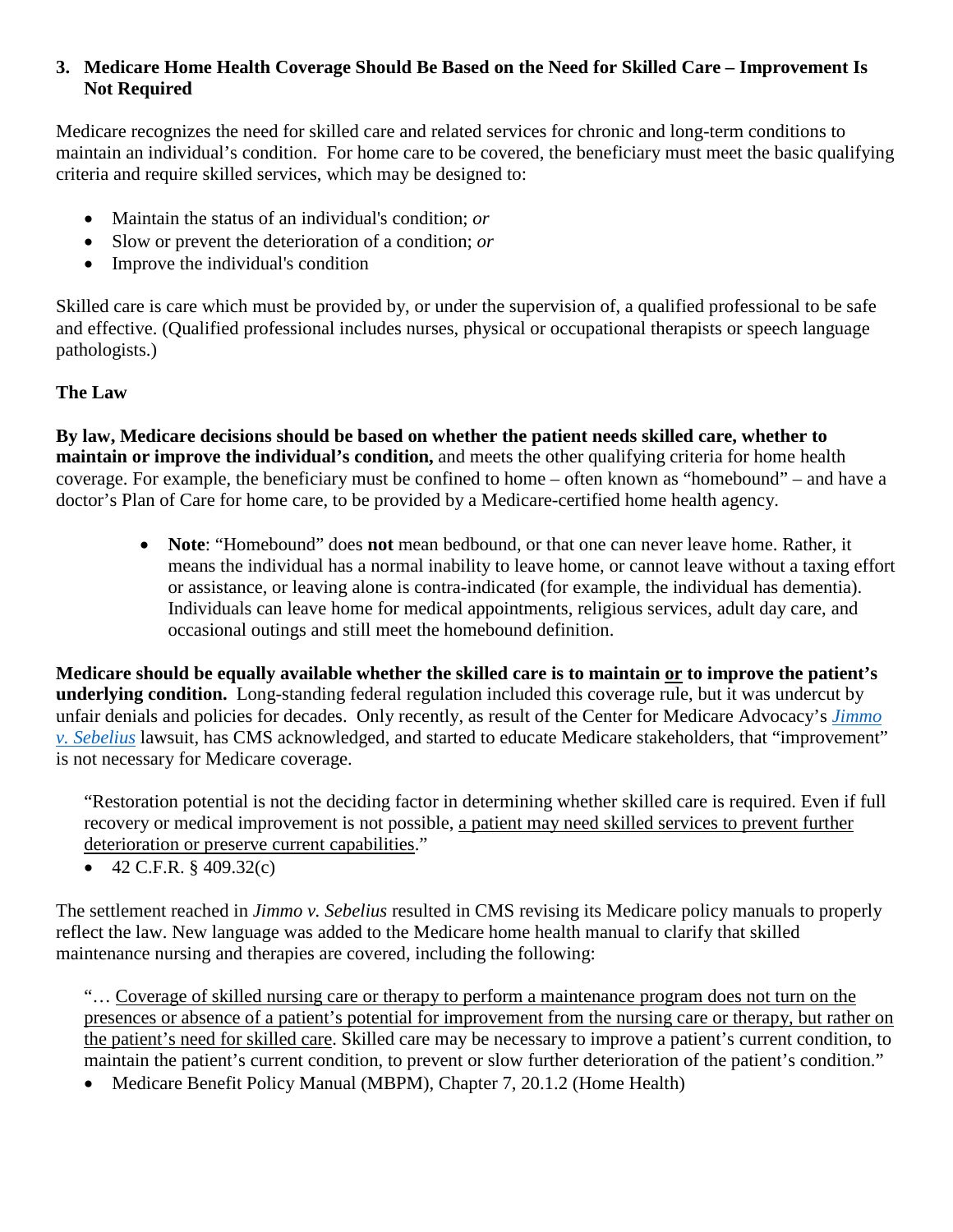### 3. Medicare Home Health Coverage Should Be Based on the Need for Skilled Care – Improvement Is Not Required

Medicare recognizes the need for skilled care and related services for chronic and long-term conditions to maintain an individual's condition. For home care to be covered, the beneficiary must meet the basic qualifying criteria and require skilled services, which may be designed to:

- Maintain the status of an individual's condition; *or*
- Slow or prevent the deterioration of a condition; *or*
- Improve the individual's condition

Skilled care is care which must be provided by, or under the supervision of, a qualified professional to be safe and effective. (Qualified professional includes nurses, physical or occupational therapists or speech language pathologists.)

**The Law**

**By law, Medicare decisions should be based on whether the patient needs skilled care, whether to maintain or improve the individual's condition,** and meets the other qualifying criteria for home health coverage. For example, the beneficiary must be confined to home – often known as "homebound" – and have a doctor's Plan of Care for home care, to be provided by a Medicare-certified home health agency.

- **Note**: "Homebound" does **not** mean bedbound, or that one can never leave home. Rather, it means the individual has a normal inability to leave home, or cannot leave without a taxing effort or assistance, or leaving alone is contra-indicated (for example, the individual has dementia). Individuals can leave home for medical appointments, religious services, adult day care, and occasional outings and still meet the homebound definition.

**Medicare should be equally available whether the skilled care is to maintain <u>or</u> to improve the patient's underlying condition.** Long-standing federal regulation included this coverage rule, but it was undercut by unfair denials and policies for decades. Only recently, as result of the Center for Medicare Advocacy's *Jimmo v. Sebelius* lawsuit, has CMS acknowledged, and started to educate Medicare stakeholders, that "improvement" is not necessary for Medicare coverage.

> "Restoration potential is not the deciding factor in determining whether skilled care is required. Even if full recovery or medical improvement is not possible, <u>a patient may need skilled services to prevent further deterioration or preserve current capabilities</u>."
>
> - 42 C.F.R. § 409.32(c)

The settlement reached in *Jimmo v. Sebelius* resulted in CMS revising its Medicare policy manuals to properly reflect the law. New language was added to the Medicare home health manual to clarify that skilled maintenance nursing and therapies are covered, including the following:

> "… <u>Coverage of skilled nursing care or therapy to perform a maintenance program does not turn on the presences or absence of a patient's potential for improvement from the nursing care or therapy, but rather on the patient's need for skilled care</u>. Skilled care may be necessary to improve a patient's current condition, to maintain the patient's current condition, to prevent or slow further deterioration of the patient's condition."
>
> - Medicare Benefit Policy Manual (MBPM), Chapter 7, 20.1.2 (Home Health)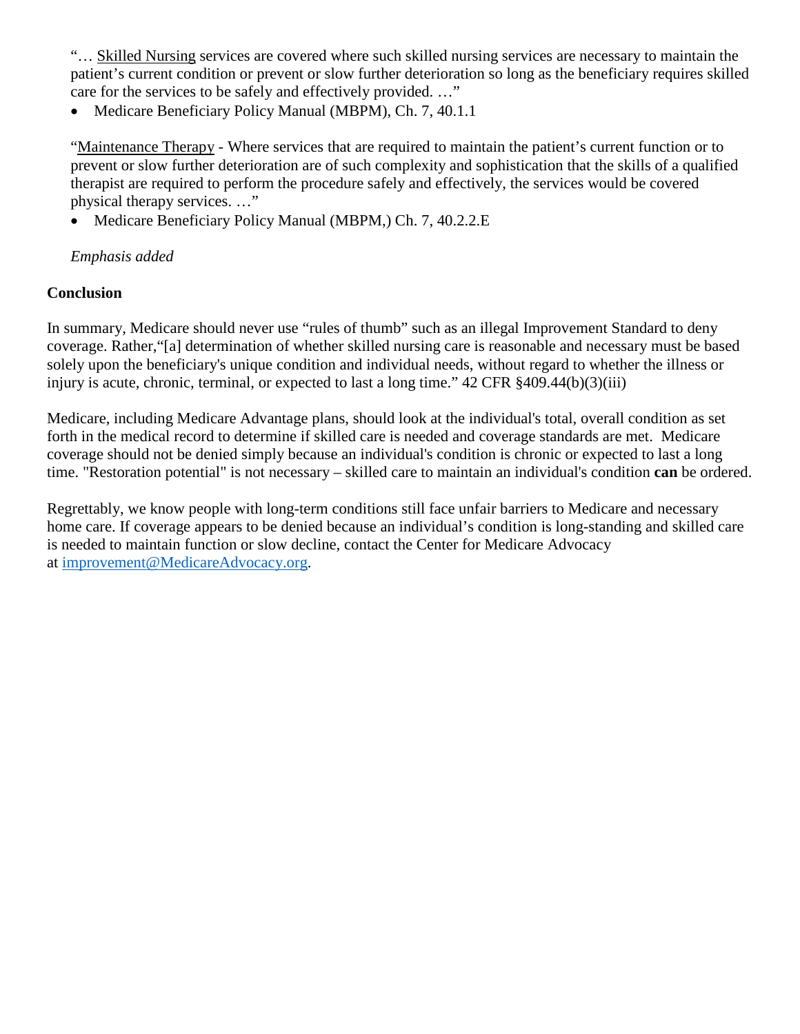"… Skilled Nursing services are covered where such skilled nursing services are necessary to maintain the patient's current condition or prevent or slow further deterioration so long as the beneficiary requires skilled care for the services to be safely and effectively provided. …"

- Medicare Beneficiary Policy Manual (MBPM), Ch. 7, 40.1.1

"Maintenance Therapy - Where services that are required to maintain the patient's current function or to prevent or slow further deterioration are of such complexity and sophistication that the skills of a qualified therapist are required to perform the procedure safely and effectively, the services would be covered physical therapy services. …"

- Medicare Beneficiary Policy Manual (MBPM,) Ch. 7, 40.2.2.E

*Emphasis added*

**Conclusion**

In summary, Medicare should never use "rules of thumb" such as an illegal Improvement Standard to deny coverage. Rather,"[a] determination of whether skilled nursing care is reasonable and necessary must be based solely upon the beneficiary's unique condition and individual needs, without regard to whether the illness or injury is acute, chronic, terminal, or expected to last a long time." 42 CFR §409.44(b)(3)(iii)

Medicare, including Medicare Advantage plans, should look at the individual's total, overall condition as set forth in the medical record to determine if skilled care is needed and coverage standards are met. Medicare coverage should not be denied simply because an individual's condition is chronic or expected to last a long time. "Restoration potential" is not necessary – skilled care to maintain an individual's condition **can** be ordered.

Regrettably, we know people with long-term conditions still face unfair barriers to Medicare and necessary home care. If coverage appears to be denied because an individual's condition is long-standing and skilled care is needed to maintain function or slow decline, contact the Center for Medicare Advocacy at improvement@MedicareAdvocacy.org.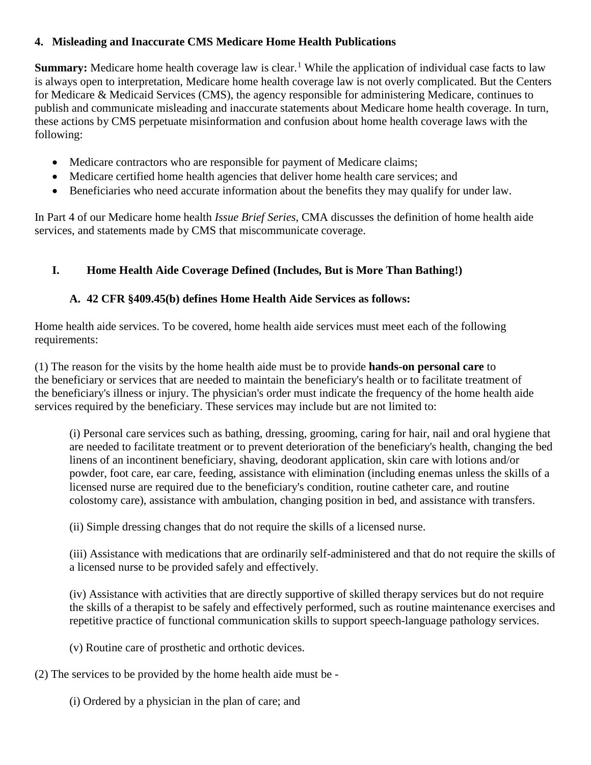### 4. Misleading and Inaccurate CMS Medicare Home Health Publications

**Summary:** Medicare home health coverage law is clear.[1] While the application of individual case facts to law is always open to interpretation, Medicare home health coverage law is not overly complicated. But the Centers for Medicare & Medicaid Services (CMS), the agency responsible for administering Medicare, continues to publish and communicate misleading and inaccurate statements about Medicare home health coverage. In turn, these actions by CMS perpetuate misinformation and confusion about home health coverage laws with the following:

- Medicare contractors who are responsible for payment of Medicare claims;
- Medicare certified home health agencies that deliver home health care services; and
- Beneficiaries who need accurate information about the benefits they may qualify for under law.

In Part 4 of our Medicare home health *Issue Brief Series*, CMA discusses the definition of home health aide services, and statements made by CMS that miscommunicate coverage.

#### I. Home Health Aide Coverage Defined (Includes, But is More Than Bathing!)

##### A. 42 CFR §409.45(b) defines Home Health Aide Services as follows:

Home health aide services. To be covered, home health aide services must meet each of the following requirements:

(1) The reason for the visits by the home health aide must be to provide **hands-on personal care** to the beneficiary or services that are needed to maintain the beneficiary's health or to facilitate treatment of the beneficiary's illness or injury. The physician's order must indicate the frequency of the home health aide services required by the beneficiary. These services may include but are not limited to:

(i) Personal care services such as bathing, dressing, grooming, caring for hair, nail and oral hygiene that are needed to facilitate treatment or to prevent deterioration of the beneficiary's health, changing the bed linens of an incontinent beneficiary, shaving, deodorant application, skin care with lotions and/or powder, foot care, ear care, feeding, assistance with elimination (including enemas unless the skills of a licensed nurse are required due to the beneficiary's condition, routine catheter care, and routine colostomy care), assistance with ambulation, changing position in bed, and assistance with transfers.

(ii) Simple dressing changes that do not require the skills of a licensed nurse.

(iii) Assistance with medications that are ordinarily self-administered and that do not require the skills of a licensed nurse to be provided safely and effectively.

(iv) Assistance with activities that are directly supportive of skilled therapy services but do not require the skills of a therapist to be safely and effectively performed, such as routine maintenance exercises and repetitive practice of functional communication skills to support speech-language pathology services.

(v) Routine care of prosthetic and orthotic devices.

(2) The services to be provided by the home health aide must be -

(i) Ordered by a physician in the plan of care; and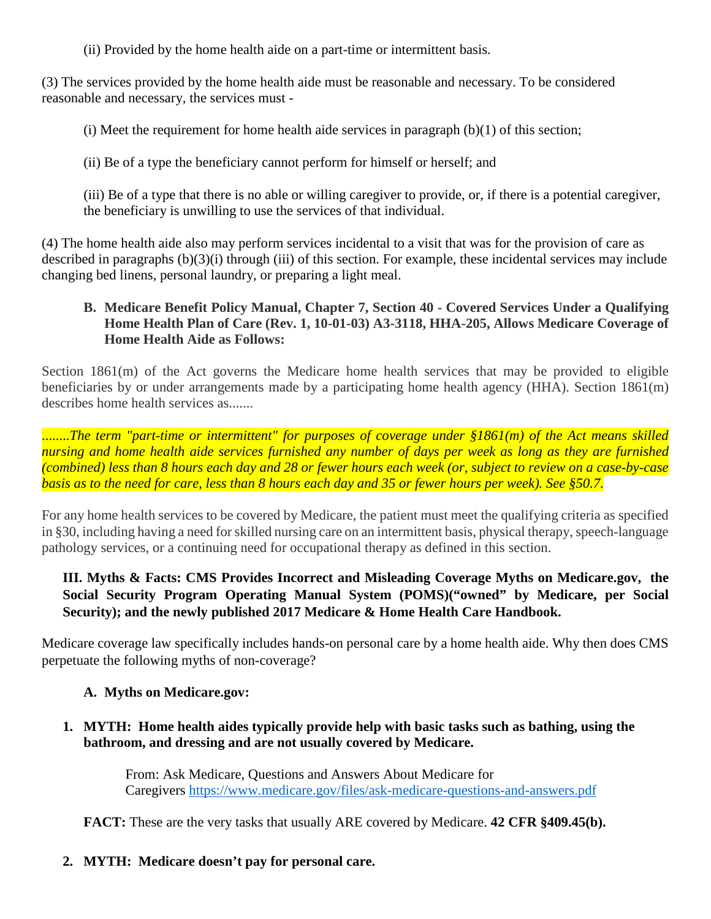(ii) Provided by the home health aide on a part-time or intermittent basis.

(3) The services provided by the home health aide must be reasonable and necessary. To be considered reasonable and necessary, the services must -

(i) Meet the requirement for home health aide services in paragraph (b)(1) of this section;

(ii) Be of a type the beneficiary cannot perform for himself or herself; and

(iii) Be of a type that there is no able or willing caregiver to provide, or, if there is a potential caregiver, the beneficiary is unwilling to use the services of that individual.

(4) The home health aide also may perform services incidental to a visit that was for the provision of care as described in paragraphs (b)(3)(i) through (iii) of this section. For example, these incidental services may include changing bed linens, personal laundry, or preparing a light meal.

**B. Medicare Benefit Policy Manual, Chapter 7, Section 40 - Covered Services Under a Qualifying Home Health Plan of Care (Rev. 1, 10-01-03) A3-3118, HHA-205, Allows Medicare Coverage of Home Health Aide as Follows:**

Section 1861(m) of the Act governs the Medicare home health services that may be provided to eligible beneficiaries by or under arrangements made by a participating home health agency (HHA). Section 1861(m) describes home health services as.......

*........The term "part-time or intermittent" for purposes of coverage under §1861(m) of the Act means skilled nursing and home health aide services furnished any number of days per week as long as they are furnished (combined) less than 8 hours each day and 28 or fewer hours each week (or, subject to review on a case-by-case basis as to the need for care, less than 8 hours each day and 35 or fewer hours per week). See §50.7.*

For any home health services to be covered by Medicare, the patient must meet the qualifying criteria as specified in §30, including having a need for skilled nursing care on an intermittent basis, physical therapy, speech-language pathology services, or a continuing need for occupational therapy as defined in this section.

**III. Myths & Facts: CMS Provides Incorrect and Misleading Coverage Myths on Medicare.gov, the Social Security Program Operating Manual System (POMS)("owned" by Medicare, per Social Security); and the newly published 2017 Medicare & Home Health Care Handbook.**

Medicare coverage law specifically includes hands-on personal care by a home health aide. Why then does CMS perpetuate the following myths of non-coverage?

**A. Myths on Medicare.gov:**

1. **MYTH: Home health aides typically provide help with basic tasks such as bathing, using the bathroom, and dressing and are not usually covered by Medicare.**

   From: Ask Medicare, Questions and Answers About Medicare for Caregivers https://www.medicare.gov/files/ask-medicare-questions-and-answers.pdf

   **FACT:** These are the very tasks that usually ARE covered by Medicare. **42 CFR §409.45(b).**

2. **MYTH: Medicare doesn't pay for personal care.**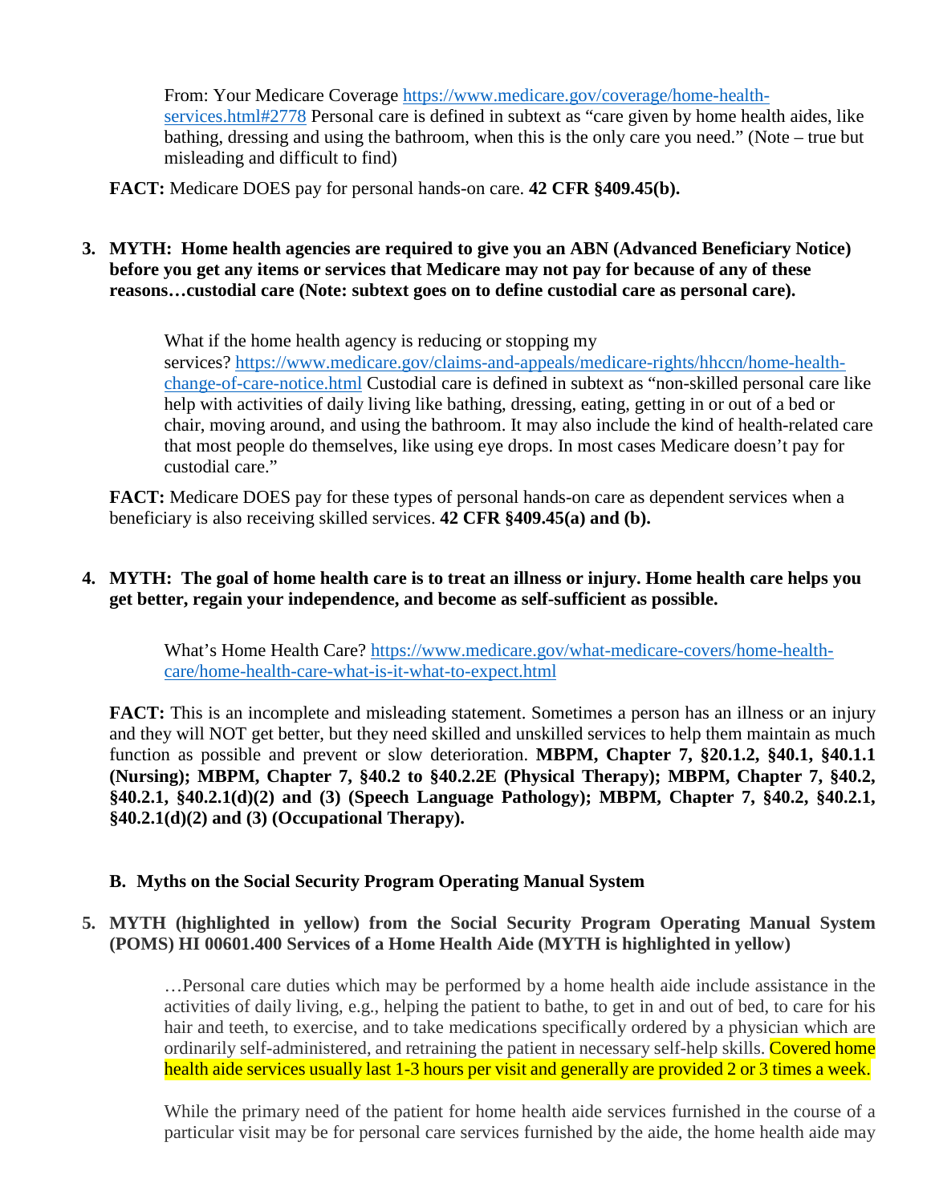> From: Your Medicare Coverage https://www.medicare.gov/coverage/home-health-services.html#2778 Personal care is defined in subtext as "care given by home health aides, like bathing, dressing and using the bathroom, when this is the only care you need." (Note – true but misleading and difficult to find)

**FACT:** Medicare DOES pay for personal hands-on care. **42 CFR §409.45(b).**

3. **MYTH: Home health agencies are required to give you an ABN (Advanced Beneficiary Notice) before you get any items or services that Medicare may not pay for because of any of these reasons…custodial care (Note: subtext goes on to define custodial care as personal care).**

> What if the home health agency is reducing or stopping my services? https://www.medicare.gov/claims-and-appeals/medicare-rights/hhccn/home-health-change-of-care-notice.html Custodial care is defined in subtext as "non-skilled personal care like help with activities of daily living like bathing, dressing, eating, getting in or out of a bed or chair, moving around, and using the bathroom. It may also include the kind of health-related care that most people do themselves, like using eye drops. In most cases Medicare doesn't pay for custodial care."

**FACT:** Medicare DOES pay for these types of personal hands-on care as dependent services when a beneficiary is also receiving skilled services. **42 CFR §409.45(a) and (b).**

4. **MYTH: The goal of home health care is to treat an illness or injury. Home health care helps you get better, regain your independence, and become as self-sufficient as possible.**

> What's Home Health Care? https://www.medicare.gov/what-medicare-covers/home-health-care/home-health-care-what-is-it-what-to-expect.html

**FACT:** This is an incomplete and misleading statement. Sometimes a person has an illness or an injury and they will NOT get better, but they need skilled and unskilled services to help them maintain as much function as possible and prevent or slow deterioration. **MBPM, Chapter 7, §20.1.2, §40.1, §40.1.1 (Nursing); MBPM, Chapter 7, §40.2 to §40.2.2E (Physical Therapy); MBPM, Chapter 7, §40.2, §40.2.1, §40.2.1(d)(2) and (3) (Speech Language Pathology); MBPM, Chapter 7, §40.2, §40.2.1, §40.2.1(d)(2) and (3) (Occupational Therapy).**

## B. Myths on the Social Security Program Operating Manual System

5. **MYTH (highlighted in yellow) from the Social Security Program Operating Manual System (POMS) HI 00601.400 Services of a Home Health Aide (MYTH is highlighted in yellow)**

> …Personal care duties which may be performed by a home health aide include assistance in the activities of daily living, e.g., helping the patient to bathe, to get in and out of bed, to care for his hair and teeth, to exercise, and to take medications specifically ordered by a physician which are ordinarily self-administered, and retraining the patient in necessary self-help skills. Covered home health aide services usually last 1-3 hours per visit and generally are provided 2 or 3 times a week.
>
> While the primary need of the patient for home health aide services furnished in the course of a particular visit may be for personal care services furnished by the aide, the home health aide may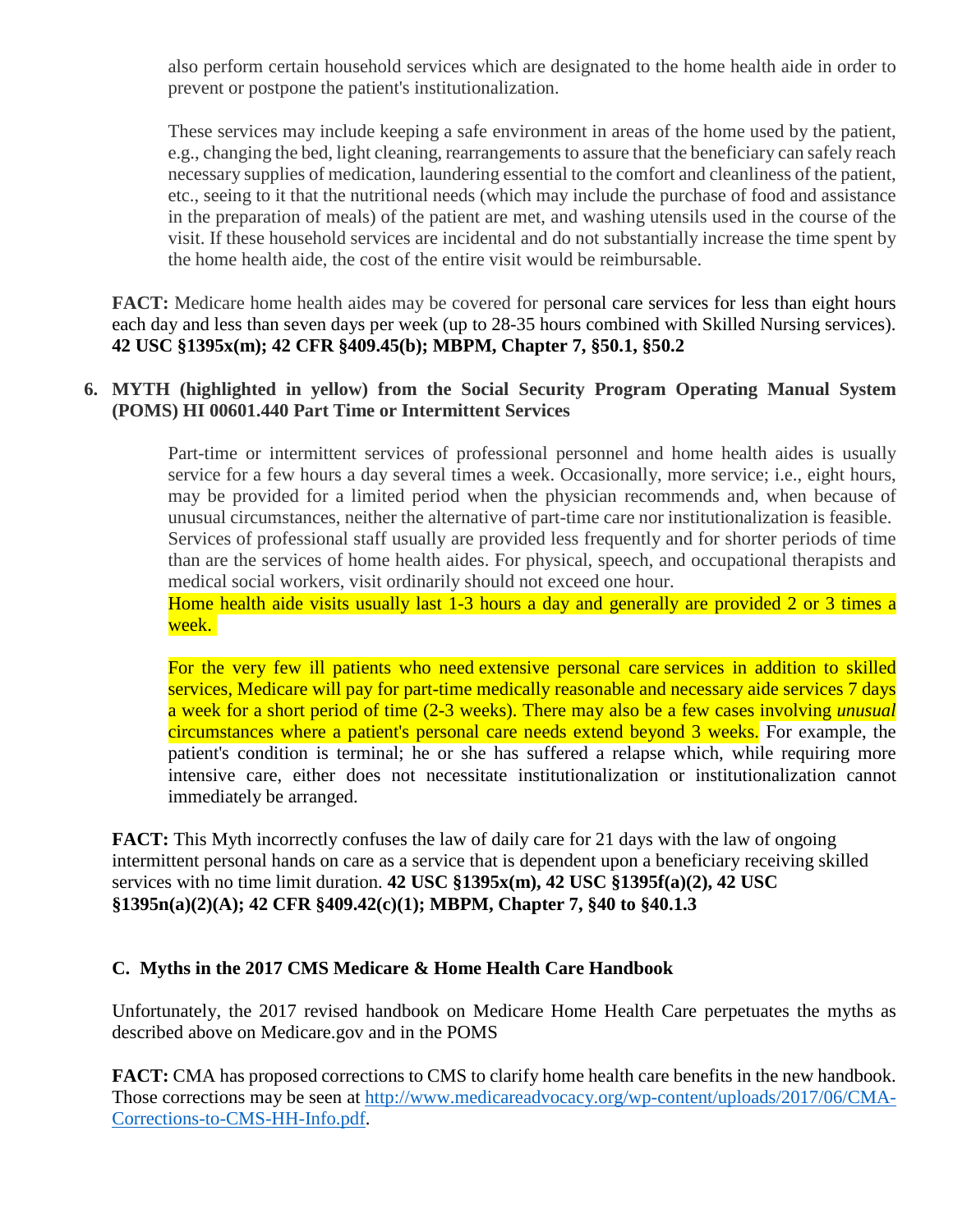also perform certain household services which are designated to the home health aide in order to prevent or postpone the patient's institutionalization.

> These services may include keeping a safe environment in areas of the home used by the patient, e.g., changing the bed, light cleaning, rearrangements to assure that the beneficiary can safely reach necessary supplies of medication, laundering essential to the comfort and cleanliness of the patient, etc., seeing to it that the nutritional needs (which may include the purchase of food and assistance in the preparation of meals) of the patient are met, and washing utensils used in the course of the visit. If these household services are incidental and do not substantially increase the time spent by the home health aide, the cost of the entire visit would be reimbursable.

**FACT:** Medicare home health aides may be covered for personal care services for less than eight hours each day and less than seven days per week (up to 28-35 hours combined with Skilled Nursing services). **42 USC §1395x(m); 42 CFR §409.45(b); MBPM, Chapter 7, §50.1, §50.2**

6. **MYTH (highlighted in yellow) from the Social Security Program Operating Manual System (POMS) HI 00601.440 Part Time or Intermittent Services**

> Part-time or intermittent services of professional personnel and home health aides is usually service for a few hours a day several times a week. Occasionally, more service; i.e., eight hours, may be provided for a limited period when the physician recommends and, when because of unusual circumstances, neither the alternative of part-time care nor institutionalization is feasible. Services of professional staff usually are provided less frequently and for shorter periods of time than are the services of home health aides. For physical, speech, and occupational therapists and medical social workers, visit ordinarily should not exceed one hour.
> Home health aide visits usually last 1-3 hours a day and generally are provided 2 or 3 times a week.
>
> For the very few ill patients who need extensive personal care services in addition to skilled services, Medicare will pay for part-time medically reasonable and necessary aide services 7 days a week for a short period of time (2-3 weeks). There may also be a few cases involving *unusual* circumstances where a patient's personal care needs extend beyond 3 weeks. For example, the patient's condition is terminal; he or she has suffered a relapse which, while requiring more intensive care, either does not necessitate institutionalization or institutionalization cannot immediately be arranged.

**FACT:** This Myth incorrectly confuses the law of daily care for 21 days with the law of ongoing intermittent personal hands on care as a service that is dependent upon a beneficiary receiving skilled services with no time limit duration. **42 USC §1395x(m), 42 USC §1395f(a)(2), 42 USC §1395n(a)(2)(A); 42 CFR §409.42(c)(1); MBPM, Chapter 7, §40 to §40.1.3**

### C. Myths in the 2017 CMS Medicare & Home Health Care Handbook

Unfortunately, the 2017 revised handbook on Medicare Home Health Care perpetuates the myths as described above on Medicare.gov and in the POMS

**FACT:** CMA has proposed corrections to CMS to clarify home health care benefits in the new handbook. Those corrections may be seen at [http://www.medicareadvocacy.org/wp-content/uploads/2017/06/CMA-Corrections-to-CMS-HH-Info.pdf](http://www.medicareadvocacy.org/wp-content/uploads/2017/06/CMA-Corrections-to-CMS-HH-Info.pdf).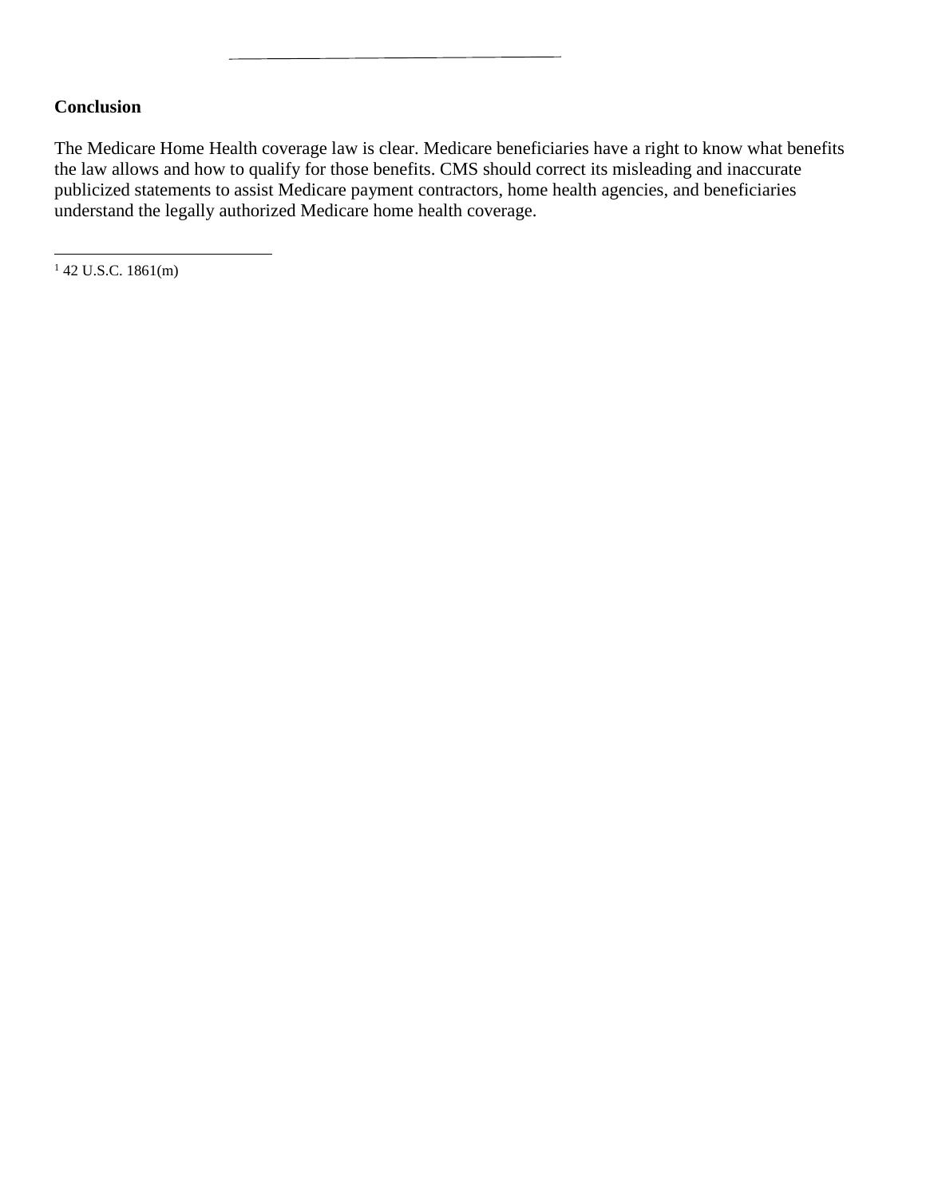**Conclusion**

The Medicare Home Health coverage law is clear. Medicare beneficiaries have a right to know what benefits the law allows and how to qualify for those benefits. CMS should correct its misleading and inaccurate publicized statements to assist Medicare payment contractors, home health agencies, and beneficiaries understand the legally authorized Medicare home health coverage.

---

[1] 42 U.S.C. 1861(m)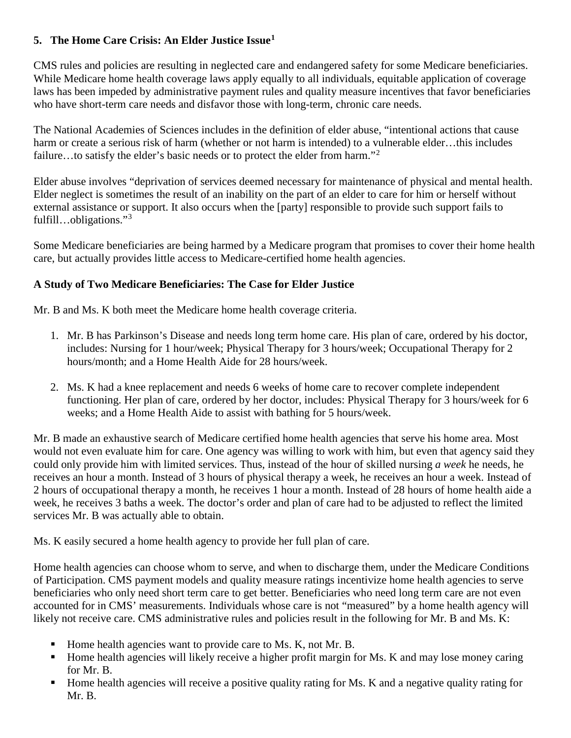## 5. The Home Care Crisis: An Elder Justice Issue[1]

CMS rules and policies are resulting in neglected care and endangered safety for some Medicare beneficiaries. While Medicare home health coverage laws apply equally to all individuals, equitable application of coverage laws has been impeded by administrative payment rules and quality measure incentives that favor beneficiaries who have short-term care needs and disfavor those with long-term, chronic care needs.

The National Academies of Sciences includes in the definition of elder abuse, "intentional actions that cause harm or create a serious risk of harm (whether or not harm is intended) to a vulnerable elder…this includes failure…to satisfy the elder's basic needs or to protect the elder from harm."[2]

Elder abuse involves "deprivation of services deemed necessary for maintenance of physical and mental health. Elder neglect is sometimes the result of an inability on the part of an elder to care for him or herself without external assistance or support. It also occurs when the [party] responsible to provide such support fails to fulfill…obligations."[3]

Some Medicare beneficiaries are being harmed by a Medicare program that promises to cover their home health care, but actually provides little access to Medicare-certified home health agencies.

### A Study of Two Medicare Beneficiaries: The Case for Elder Justice

Mr. B and Ms. K both meet the Medicare home health coverage criteria.

1. Mr. B has Parkinson's Disease and needs long term home care. His plan of care, ordered by his doctor, includes: Nursing for 1 hour/week; Physical Therapy for 3 hours/week; Occupational Therapy for 2 hours/month; and a Home Health Aide for 28 hours/week.
2. Ms. K had a knee replacement and needs 6 weeks of home care to recover complete independent functioning. Her plan of care, ordered by her doctor, includes: Physical Therapy for 3 hours/week for 6 weeks; and a Home Health Aide to assist with bathing for 5 hours/week.

Mr. B made an exhaustive search of Medicare certified home health agencies that serve his home area. Most would not even evaluate him for care. One agency was willing to work with him, but even that agency said they could only provide him with limited services. Thus, instead of the hour of skilled nursing *a week* he needs, he receives an hour a month. Instead of 3 hours of physical therapy a week, he receives an hour a week. Instead of 2 hours of occupational therapy a month, he receives 1 hour a month. Instead of 28 hours of home health aide a week, he receives 3 baths a week. The doctor's order and plan of care had to be adjusted to reflect the limited services Mr. B was actually able to obtain.

Ms. K easily secured a home health agency to provide her full plan of care.

Home health agencies can choose whom to serve, and when to discharge them, under the Medicare Conditions of Participation. CMS payment models and quality measure ratings incentivize home health agencies to serve beneficiaries who only need short term care to get better. Beneficiaries who need long term care are not even accounted for in CMS' measurements. Individuals whose care is not "measured" by a home health agency will likely not receive care. CMS administrative rules and policies result in the following for Mr. B and Ms. K:

- Home health agencies want to provide care to Ms. K, not Mr. B.
- Home health agencies will likely receive a higher profit margin for Ms. K and may lose money caring for Mr. B.
- Home health agencies will receive a positive quality rating for Ms. K and a negative quality rating for Mr. B.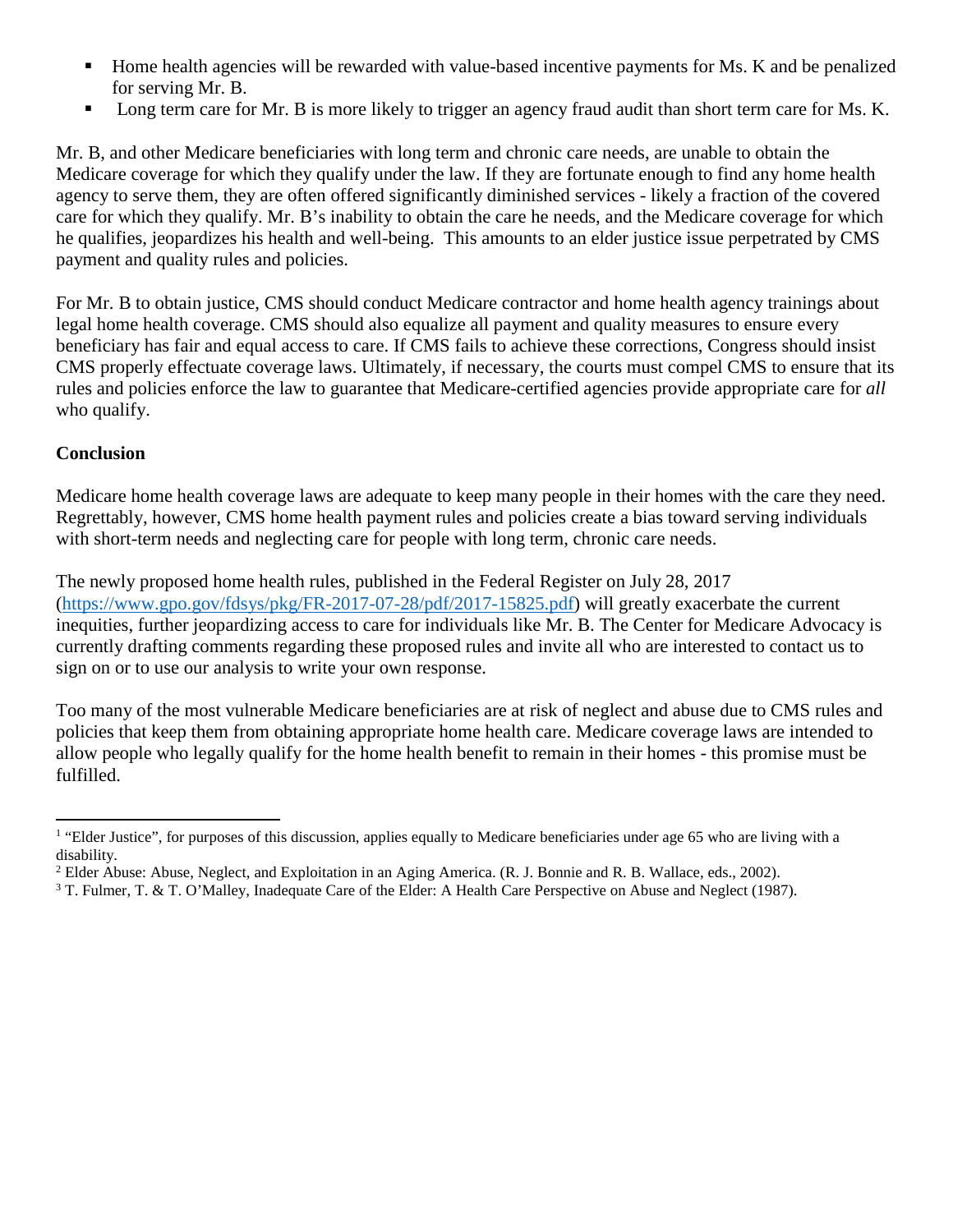- Home health agencies will be rewarded with value-based incentive payments for Ms. K and be penalized for serving Mr. B.
- Long term care for Mr. B is more likely to trigger an agency fraud audit than short term care for Ms. K.

Mr. B, and other Medicare beneficiaries with long term and chronic care needs, are unable to obtain the Medicare coverage for which they qualify under the law. If they are fortunate enough to find any home health agency to serve them, they are often offered significantly diminished services - likely a fraction of the covered care for which they qualify. Mr. B's inability to obtain the care he needs, and the Medicare coverage for which he qualifies, jeopardizes his health and well-being. This amounts to an elder justice issue perpetrated by CMS payment and quality rules and policies.

For Mr. B to obtain justice, CMS should conduct Medicare contractor and home health agency trainings about legal home health coverage. CMS should also equalize all payment and quality measures to ensure every beneficiary has fair and equal access to care. If CMS fails to achieve these corrections, Congress should insist CMS properly effectuate coverage laws. Ultimately, if necessary, the courts must compel CMS to ensure that its rules and policies enforce the law to guarantee that Medicare-certified agencies provide appropriate care for *all* who qualify.

**Conclusion**

Medicare home health coverage laws are adequate to keep many people in their homes with the care they need. Regrettably, however, CMS home health payment rules and policies create a bias toward serving individuals with short-term needs and neglecting care for people with long term, chronic care needs.

The newly proposed home health rules, published in the Federal Register on July 28, 2017 (https://www.gpo.gov/fdsys/pkg/FR-2017-07-28/pdf/2017-15825.pdf) will greatly exacerbate the current inequities, further jeopardizing access to care for individuals like Mr. B. The Center for Medicare Advocacy is currently drafting comments regarding these proposed rules and invite all who are interested to contact us to sign on or to use our analysis to write your own response.

Too many of the most vulnerable Medicare beneficiaries are at risk of neglect and abuse due to CMS rules and policies that keep them from obtaining appropriate home health care. Medicare coverage laws are intended to allow people who legally qualify for the home health benefit to remain in their homes - this promise must be fulfilled.

---

[1] "Elder Justice", for purposes of this discussion, applies equally to Medicare beneficiaries under age 65 who are living with a disability.

[2] Elder Abuse: Abuse, Neglect, and Exploitation in an Aging America. (R. J. Bonnie and R. B. Wallace, eds., 2002).

[3] T. Fulmer, T. & T. O'Malley, Inadequate Care of the Elder: A Health Care Perspective on Abuse and Neglect (1987).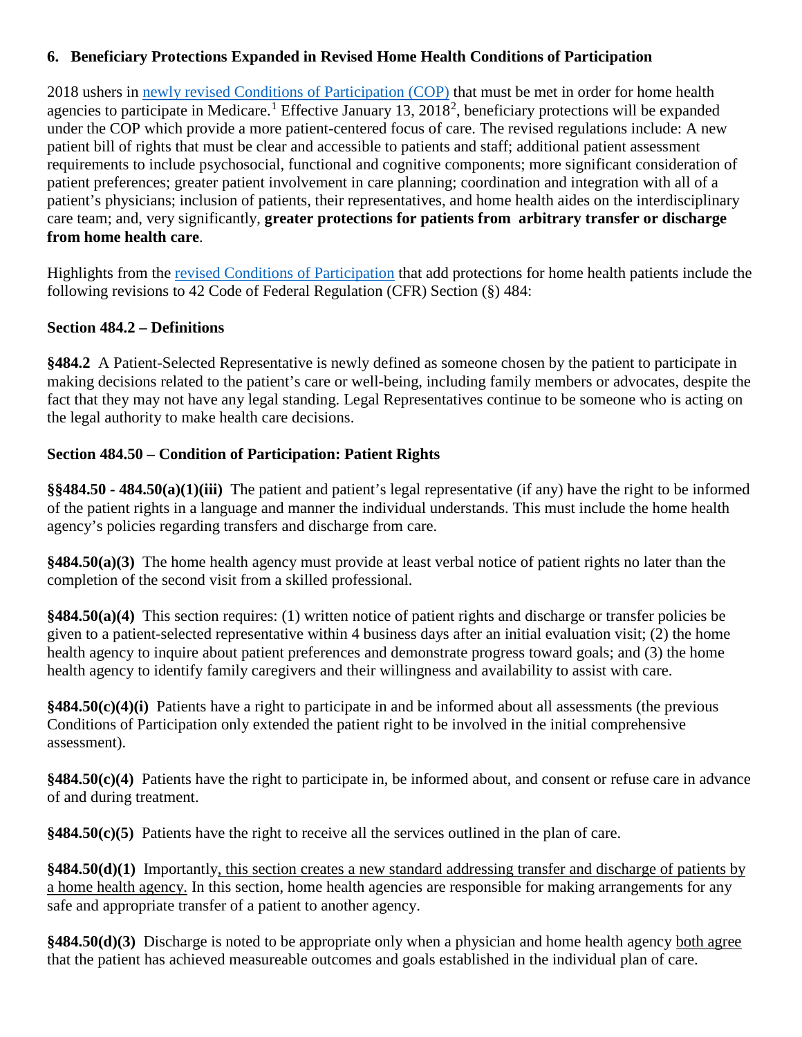### 6. Beneficiary Protections Expanded in Revised Home Health Conditions of Participation

2018 ushers in newly revised Conditions of Participation (COP) that must be met in order for home health agencies to participate in Medicare.[1] Effective January 13, 2018[2], beneficiary protections will be expanded under the COP which provide a more patient-centered focus of care. The revised regulations include: A new patient bill of rights that must be clear and accessible to patients and staff; additional patient assessment requirements to include psychosocial, functional and cognitive components; more significant consideration of patient preferences; greater patient involvement in care planning; coordination and integration with all of a patient's physicians; inclusion of patients, their representatives, and home health aides on the interdisciplinary care team; and, very significantly, **greater protections for patients from arbitrary transfer or discharge from home health care**.

Highlights from the revised Conditions of Participation that add protections for home health patients include the following revisions to 42 Code of Federal Regulation (CFR) Section (§) 484:

**Section 484.2 – Definitions**

**§484.2** A Patient-Selected Representative is newly defined as someone chosen by the patient to participate in making decisions related to the patient's care or well-being, including family members or advocates, despite the fact that they may not have any legal standing. Legal Representatives continue to be someone who is acting on the legal authority to make health care decisions.

**Section 484.50 – Condition of Participation: Patient Rights**

**§§484.50 - 484.50(a)(1)(iii)** The patient and patient's legal representative (if any) have the right to be informed of the patient rights in a language and manner the individual understands. This must include the home health agency's policies regarding transfers and discharge from care.

**§484.50(a)(3)** The home health agency must provide at least verbal notice of patient rights no later than the completion of the second visit from a skilled professional.

**§484.50(a)(4)** This section requires: (1) written notice of patient rights and discharge or transfer policies be given to a patient-selected representative within 4 business days after an initial evaluation visit; (2) the home health agency to inquire about patient preferences and demonstrate progress toward goals; and (3) the home health agency to identify family caregivers and their willingness and availability to assist with care.

**§484.50(c)(4)(i)** Patients have a right to participate in and be informed about all assessments (the previous Conditions of Participation only extended the patient right to be involved in the initial comprehensive assessment).

**§484.50(c)(4)** Patients have the right to participate in, be informed about, and consent or refuse care in advance of and during treatment.

**§484.50(c)(5)** Patients have the right to receive all the services outlined in the plan of care.

**§484.50(d)(1)** Importantly, this section creates a new standard addressing transfer and discharge of patients by a home health agency. In this section, home health agencies are responsible for making arrangements for any safe and appropriate transfer of a patient to another agency.

**§484.50(d)(3)** Discharge is noted to be appropriate only when a physician and home health agency both agree that the patient has achieved measureable outcomes and goals established in the individual plan of care.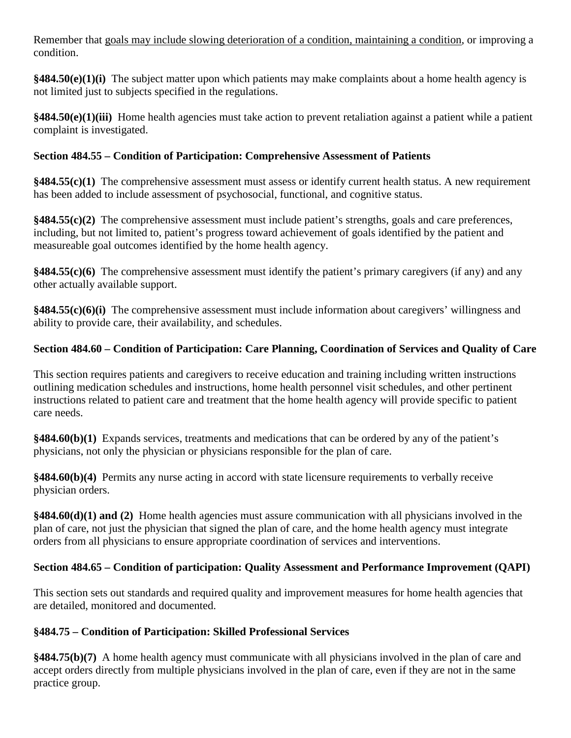Remember that <u>goals may include slowing deterioration of a condition, maintaining a condition</u>, or improving a condition.

**§484.50(e)(1)(i)** The subject matter upon which patients may make complaints about a home health agency is not limited just to subjects specified in the regulations.

**§484.50(e)(1)(iii)** Home health agencies must take action to prevent retaliation against a patient while a patient complaint is investigated.

### Section 484.55 – Condition of Participation: Comprehensive Assessment of Patients

**§484.55(c)(1)** The comprehensive assessment must assess or identify current health status. A new requirement has been added to include assessment of psychosocial, functional, and cognitive status.

**§484.55(c)(2)** The comprehensive assessment must include patient's strengths, goals and care preferences, including, but not limited to, patient's progress toward achievement of goals identified by the patient and measureable goal outcomes identified by the home health agency.

**§484.55(c)(6)** The comprehensive assessment must identify the patient's primary caregivers (if any) and any other actually available support.

**§484.55(c)(6)(i)** The comprehensive assessment must include information about caregivers' willingness and ability to provide care, their availability, and schedules.

### Section 484.60 – Condition of Participation: Care Planning, Coordination of Services and Quality of Care

This section requires patients and caregivers to receive education and training including written instructions outlining medication schedules and instructions, home health personnel visit schedules, and other pertinent instructions related to patient care and treatment that the home health agency will provide specific to patient care needs.

**§484.60(b)(1)** Expands services, treatments and medications that can be ordered by any of the patient's physicians, not only the physician or physicians responsible for the plan of care.

**§484.60(b)(4)** Permits any nurse acting in accord with state licensure requirements to verbally receive physician orders.

**§484.60(d)(1) and (2)** Home health agencies must assure communication with all physicians involved in the plan of care, not just the physician that signed the plan of care, and the home health agency must integrate orders from all physicians to ensure appropriate coordination of services and interventions.

### Section 484.65 – Condition of participation: Quality Assessment and Performance Improvement (QAPI)

This section sets out standards and required quality and improvement measures for home health agencies that are detailed, monitored and documented.

### §484.75 – Condition of Participation: Skilled Professional Services

**§484.75(b)(7)** A home health agency must communicate with all physicians involved in the plan of care and accept orders directly from multiple physicians involved in the plan of care, even if they are not in the same practice group.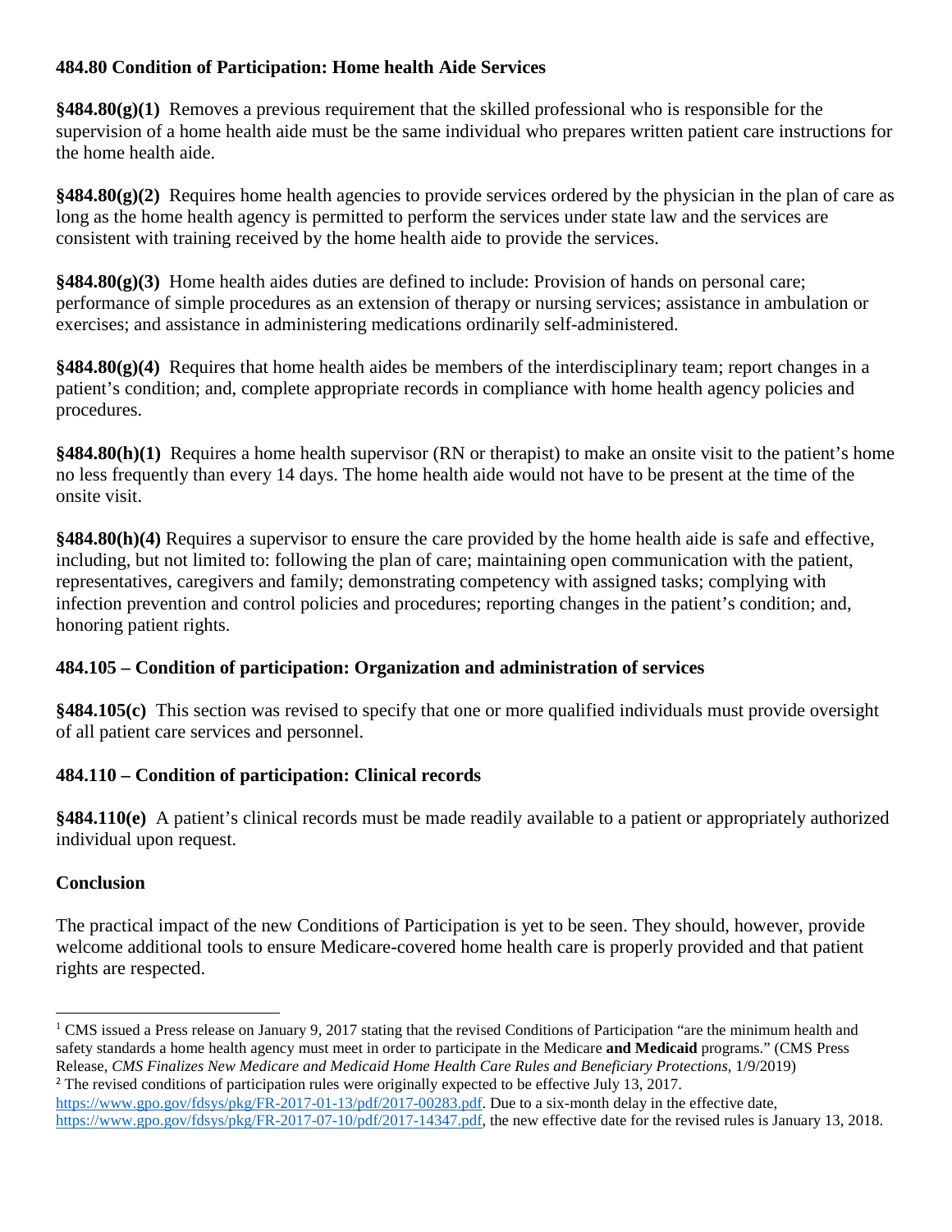### 484.80 Condition of Participation: Home health Aide Services

**§484.80(g)(1)** Removes a previous requirement that the skilled professional who is responsible for the supervision of a home health aide must be the same individual who prepares written patient care instructions for the home health aide.

**§484.80(g)(2)** Requires home health agencies to provide services ordered by the physician in the plan of care as long as the home health agency is permitted to perform the services under state law and the services are consistent with training received by the home health aide to provide the services.

**§484.80(g)(3)** Home health aides duties are defined to include: Provision of hands on personal care; performance of simple procedures as an extension of therapy or nursing services; assistance in ambulation or exercises; and assistance in administering medications ordinarily self-administered.

**§484.80(g)(4)** Requires that home health aides be members of the interdisciplinary team; report changes in a patient's condition; and, complete appropriate records in compliance with home health agency policies and procedures.

**§484.80(h)(1)** Requires a home health supervisor (RN or therapist) to make an onsite visit to the patient's home no less frequently than every 14 days. The home health aide would not have to be present at the time of the onsite visit.

**§484.80(h)(4)** Requires a supervisor to ensure the care provided by the home health aide is safe and effective, including, but not limited to: following the plan of care; maintaining open communication with the patient, representatives, caregivers and family; demonstrating competency with assigned tasks; complying with infection prevention and control policies and procedures; reporting changes in the patient's condition; and, honoring patient rights.

### 484.105 – Condition of participation: Organization and administration of services

**§484.105(c)** This section was revised to specify that one or more qualified individuals must provide oversight of all patient care services and personnel.

### 484.110 – Condition of participation: Clinical records

**§484.110(e)** A patient's clinical records must be made readily available to a patient or appropriately authorized individual upon request.

### Conclusion

The practical impact of the new Conditions of Participation is yet to be seen. They should, however, provide welcome additional tools to ensure Medicare-covered home health care is properly provided and that patient rights are respected.

---

[1] CMS issued a Press release on January 9, 2017 stating that the revised Conditions of Participation "are the minimum health and safety standards a home health agency must meet in order to participate in the Medicare **and Medicaid** programs." (CMS Press Release, *CMS Finalizes New Medicare and Medicaid Home Health Care Rules and Beneficiary Protections*, 1/9/2019)

[2] The revised conditions of participation rules were originally expected to be effective July 13, 2017. https://www.gpo.gov/fdsys/pkg/FR-2017-01-13/pdf/2017-00283.pdf. Due to a six-month delay in the effective date, https://www.gpo.gov/fdsys/pkg/FR-2017-07-10/pdf/2017-14347.pdf, the new effective date for the revised rules is January 13, 2018.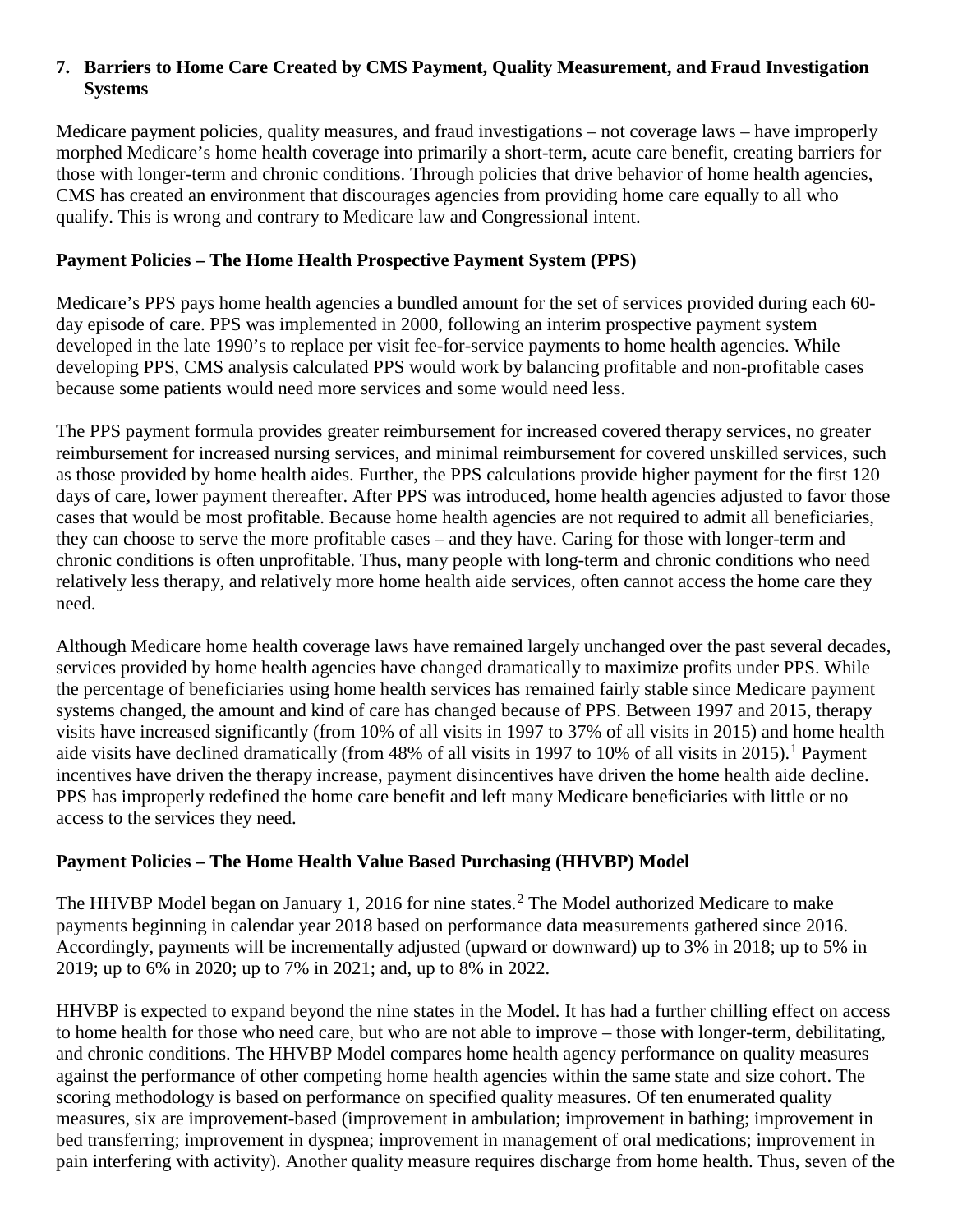## 7. Barriers to Home Care Created by CMS Payment, Quality Measurement, and Fraud Investigation Systems

Medicare payment policies, quality measures, and fraud investigations – not coverage laws – have improperly morphed Medicare's home health coverage into primarily a short-term, acute care benefit, creating barriers for those with longer-term and chronic conditions. Through policies that drive behavior of home health agencies, CMS has created an environment that discourages agencies from providing home care equally to all who qualify. This is wrong and contrary to Medicare law and Congressional intent.

### Payment Policies – The Home Health Prospective Payment System (PPS)

Medicare's PPS pays home health agencies a bundled amount for the set of services provided during each 60-day episode of care. PPS was implemented in 2000, following an interim prospective payment system developed in the late 1990's to replace per visit fee-for-service payments to home health agencies. While developing PPS, CMS analysis calculated PPS would work by balancing profitable and non-profitable cases because some patients would need more services and some would need less.

The PPS payment formula provides greater reimbursement for increased covered therapy services, no greater reimbursement for increased nursing services, and minimal reimbursement for covered unskilled services, such as those provided by home health aides. Further, the PPS calculations provide higher payment for the first 120 days of care, lower payment thereafter. After PPS was introduced, home health agencies adjusted to favor those cases that would be most profitable. Because home health agencies are not required to admit all beneficiaries, they can choose to serve the more profitable cases – and they have. Caring for those with longer-term and chronic conditions is often unprofitable. Thus, many people with long-term and chronic conditions who need relatively less therapy, and relatively more home health aide services, often cannot access the home care they need.

Although Medicare home health coverage laws have remained largely unchanged over the past several decades, services provided by home health agencies have changed dramatically to maximize profits under PPS. While the percentage of beneficiaries using home health services has remained fairly stable since Medicare payment systems changed, the amount and kind of care has changed because of PPS. Between 1997 and 2015, therapy visits have increased significantly (from 10% of all visits in 1997 to 37% of all visits in 2015) and home health aide visits have declined dramatically (from 48% of all visits in 1997 to 10% of all visits in 2015).[1] Payment incentives have driven the therapy increase, payment disincentives have driven the home health aide decline. PPS has improperly redefined the home care benefit and left many Medicare beneficiaries with little or no access to the services they need.

### Payment Policies – The Home Health Value Based Purchasing (HHVBP) Model

The HHVBP Model began on January 1, 2016 for nine states.[2] The Model authorized Medicare to make payments beginning in calendar year 2018 based on performance data measurements gathered since 2016. Accordingly, payments will be incrementally adjusted (upward or downward) up to 3% in 2018; up to 5% in 2019; up to 6% in 2020; up to 7% in 2021; and, up to 8% in 2022.

HHVBP is expected to expand beyond the nine states in the Model. It has had a further chilling effect on access to home health for those who need care, but who are not able to improve – those with longer-term, debilitating, and chronic conditions. The HHVBP Model compares home health agency performance on quality measures against the performance of other competing home health agencies within the same state and size cohort. The scoring methodology is based on performance on specified quality measures. Of ten enumerated quality measures, six are improvement-based (improvement in ambulation; improvement in bathing; improvement in bed transferring; improvement in dyspnea; improvement in management of oral medications; improvement in pain interfering with activity). Another quality measure requires discharge from home health. Thus, <u>seven of the</u>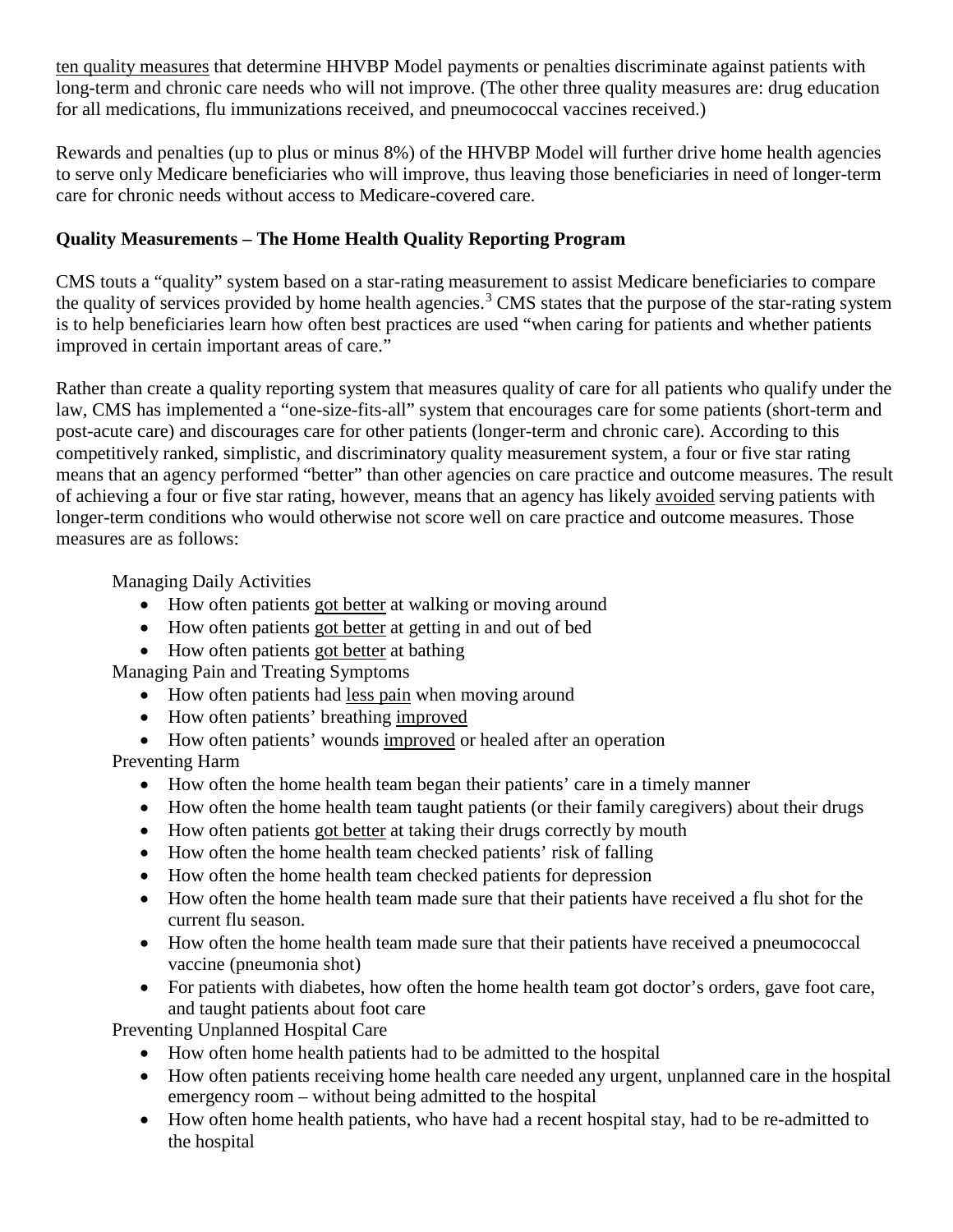ten quality measures that determine HHVBP Model payments or penalties discriminate against patients with long-term and chronic care needs who will not improve. (The other three quality measures are: drug education for all medications, flu immunizations received, and pneumococcal vaccines received.)

Rewards and penalties (up to plus or minus 8%) of the HHVBP Model will further drive home health agencies to serve only Medicare beneficiaries who will improve, thus leaving those beneficiaries in need of longer-term care for chronic needs without access to Medicare-covered care.

**Quality Measurements – The Home Health Quality Reporting Program**

CMS touts a "quality" system based on a star-rating measurement to assist Medicare beneficiaries to compare the quality of services provided by home health agencies.[3] CMS states that the purpose of the star-rating system is to help beneficiaries learn how often best practices are used "when caring for patients and whether patients improved in certain important areas of care."

Rather than create a quality reporting system that measures quality of care for all patients who qualify under the law, CMS has implemented a "one-size-fits-all" system that encourages care for some patients (short-term and post-acute care) and discourages care for other patients (longer-term and chronic care). According to this competitively ranked, simplistic, and discriminatory quality measurement system, a four or five star rating means that an agency performed "better" than other agencies on care practice and outcome measures. The result of achieving a four or five star rating, however, means that an agency has likely avoided serving patients with longer-term conditions who would otherwise not score well on care practice and outcome measures. Those measures are as follows:

Managing Daily Activities

- How often patients got better at walking or moving around
- How often patients got better at getting in and out of bed
- How often patients got better at bathing

Managing Pain and Treating Symptoms

- How often patients had less pain when moving around
- How often patients' breathing improved
- How often patients' wounds improved or healed after an operation

Preventing Harm

- How often the home health team began their patients' care in a timely manner
- How often the home health team taught patients (or their family caregivers) about their drugs
- How often patients got better at taking their drugs correctly by mouth
- How often the home health team checked patients' risk of falling
- How often the home health team checked patients for depression
- How often the home health team made sure that their patients have received a flu shot for the current flu season.
- How often the home health team made sure that their patients have received a pneumococcal vaccine (pneumonia shot)
- For patients with diabetes, how often the home health team got doctor's orders, gave foot care, and taught patients about foot care

Preventing Unplanned Hospital Care

- How often home health patients had to be admitted to the hospital
- How often patients receiving home health care needed any urgent, unplanned care in the hospital emergency room – without being admitted to the hospital
- How often home health patients, who have had a recent hospital stay, had to be re-admitted to the hospital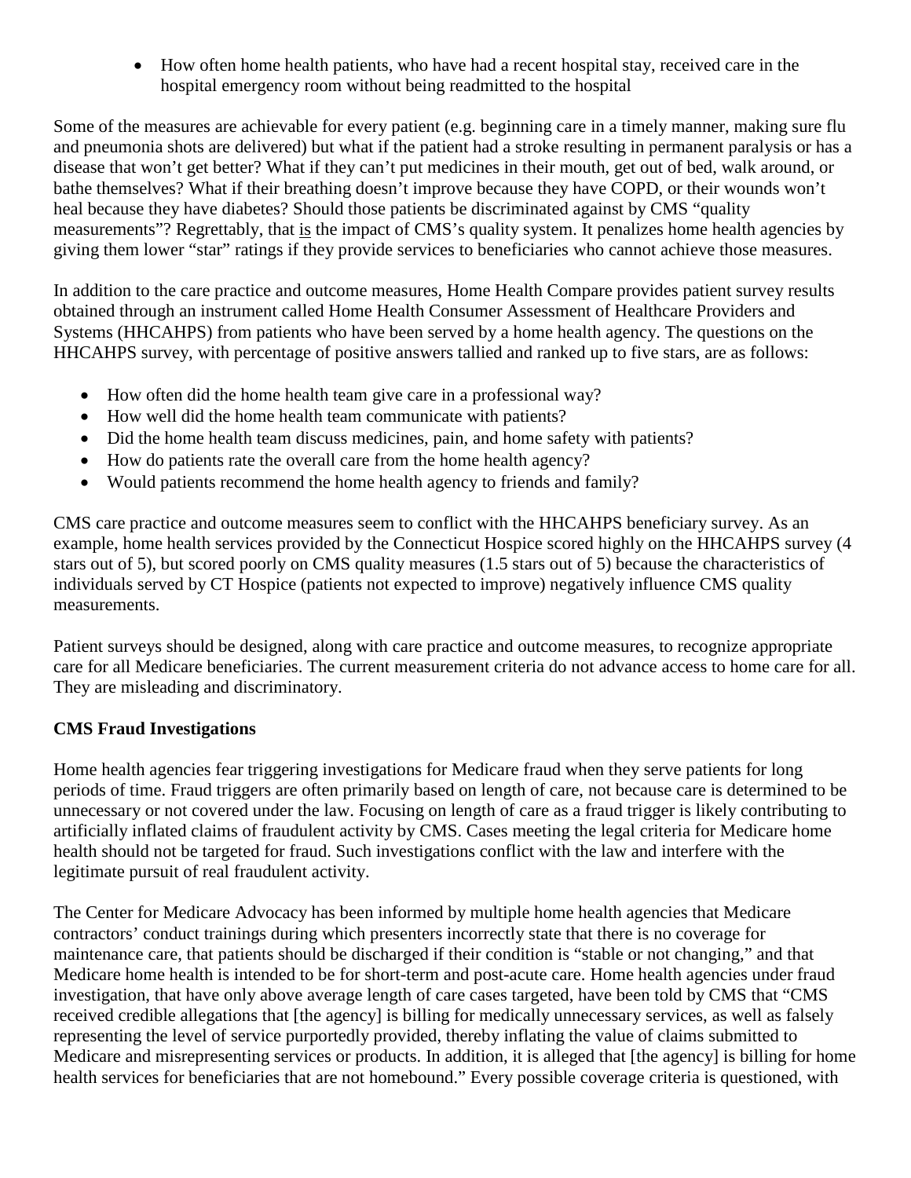- How often home health patients, who have had a recent hospital stay, received care in the hospital emergency room without being readmitted to the hospital

Some of the measures are achievable for every patient (e.g. beginning care in a timely manner, making sure flu and pneumonia shots are delivered) but what if the patient had a stroke resulting in permanent paralysis or has a disease that won't get better? What if they can't put medicines in their mouth, get out of bed, walk around, or bathe themselves? What if their breathing doesn't improve because they have COPD, or their wounds won't heal because they have diabetes? Should those patients be discriminated against by CMS "quality measurements"? Regrettably, that is the impact of CMS's quality system. It penalizes home health agencies by giving them lower "star" ratings if they provide services to beneficiaries who cannot achieve those measures.

In addition to the care practice and outcome measures, Home Health Compare provides patient survey results obtained through an instrument called Home Health Consumer Assessment of Healthcare Providers and Systems (HHCAHPS) from patients who have been served by a home health agency. The questions on the HHCAHPS survey, with percentage of positive answers tallied and ranked up to five stars, are as follows:

- How often did the home health team give care in a professional way?
- How well did the home health team communicate with patients?
- Did the home health team discuss medicines, pain, and home safety with patients?
- How do patients rate the overall care from the home health agency?
- Would patients recommend the home health agency to friends and family?

CMS care practice and outcome measures seem to conflict with the HHCAHPS beneficiary survey. As an example, home health services provided by the Connecticut Hospice scored highly on the HHCAHPS survey (4 stars out of 5), but scored poorly on CMS quality measures (1.5 stars out of 5) because the characteristics of individuals served by CT Hospice (patients not expected to improve) negatively influence CMS quality measurements.

Patient surveys should be designed, along with care practice and outcome measures, to recognize appropriate care for all Medicare beneficiaries. The current measurement criteria do not advance access to home care for all. They are misleading and discriminatory.

**CMS Fraud Investigations**

Home health agencies fear triggering investigations for Medicare fraud when they serve patients for long periods of time. Fraud triggers are often primarily based on length of care, not because care is determined to be unnecessary or not covered under the law. Focusing on length of care as a fraud trigger is likely contributing to artificially inflated claims of fraudulent activity by CMS. Cases meeting the legal criteria for Medicare home health should not be targeted for fraud. Such investigations conflict with the law and interfere with the legitimate pursuit of real fraudulent activity.

The Center for Medicare Advocacy has been informed by multiple home health agencies that Medicare contractors' conduct trainings during which presenters incorrectly state that there is no coverage for maintenance care, that patients should be discharged if their condition is "stable or not changing," and that Medicare home health is intended to be for short-term and post-acute care. Home health agencies under fraud investigation, that have only above average length of care cases targeted, have been told by CMS that "CMS received credible allegations that [the agency] is billing for medically unnecessary services, as well as falsely representing the level of service purportedly provided, thereby inflating the value of claims submitted to Medicare and misrepresenting services or products. In addition, it is alleged that [the agency] is billing for home health services for beneficiaries that are not homebound." Every possible coverage criteria is questioned, with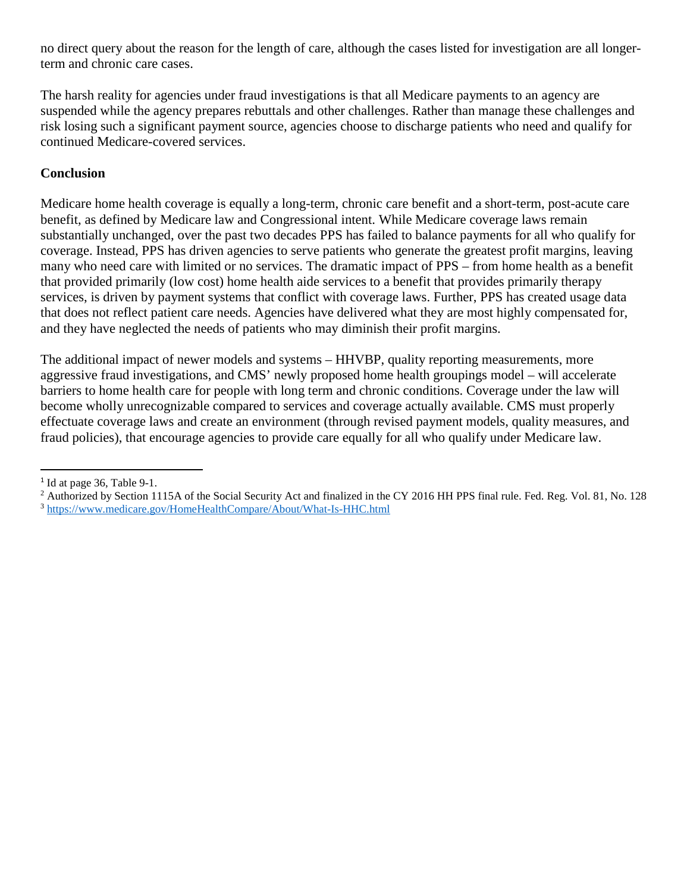no direct query about the reason for the length of care, although the cases listed for investigation are all longer-term and chronic care cases.

The harsh reality for agencies under fraud investigations is that all Medicare payments to an agency are suspended while the agency prepares rebuttals and other challenges. Rather than manage these challenges and risk losing such a significant payment source, agencies choose to discharge patients who need and qualify for continued Medicare-covered services.

**Conclusion**

Medicare home health coverage is equally a long-term, chronic care benefit and a short-term, post-acute care benefit, as defined by Medicare law and Congressional intent. While Medicare coverage laws remain substantially unchanged, over the past two decades PPS has failed to balance payments for all who qualify for coverage. Instead, PPS has driven agencies to serve patients who generate the greatest profit margins, leaving many who need care with limited or no services. The dramatic impact of PPS – from home health as a benefit that provided primarily (low cost) home health aide services to a benefit that provides primarily therapy services, is driven by payment systems that conflict with coverage laws. Further, PPS has created usage data that does not reflect patient care needs. Agencies have delivered what they are most highly compensated for, and they have neglected the needs of patients who may diminish their profit margins.

The additional impact of newer models and systems – HHVBP, quality reporting measurements, more aggressive fraud investigations, and CMS' newly proposed home health groupings model – will accelerate barriers to home health care for people with long term and chronic conditions. Coverage under the law will become wholly unrecognizable compared to services and coverage actually available. CMS must properly effectuate coverage laws and create an environment (through revised payment models, quality measures, and fraud policies), that encourage agencies to provide care equally for all who qualify under Medicare law.

---

[1] Id at page 36, Table 9-1.

[2] Authorized by Section 1115A of the Social Security Act and finalized in the CY 2016 HH PPS final rule. Fed. Reg. Vol. 81, No. 128

[3] https://www.medicare.gov/HomeHealthCompare/About/What-Is-HHC.html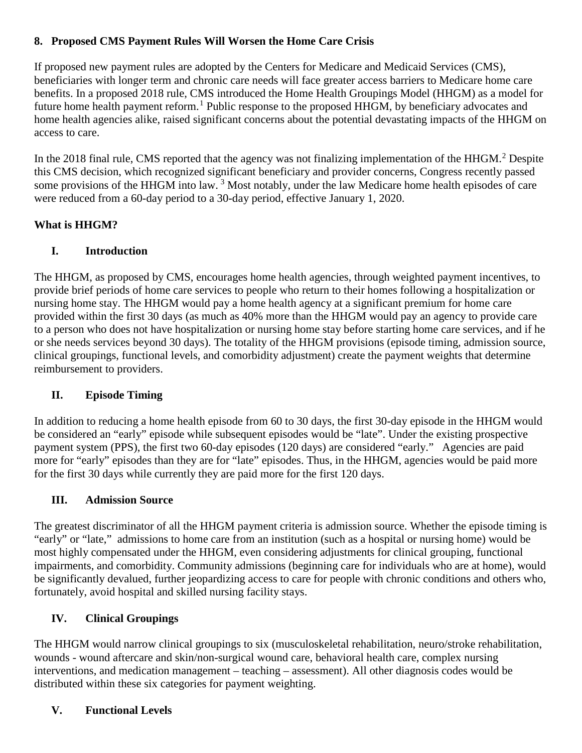## 8. Proposed CMS Payment Rules Will Worsen the Home Care Crisis

If proposed new payment rules are adopted by the Centers for Medicare and Medicaid Services (CMS), beneficiaries with longer term and chronic care needs will face greater access barriers to Medicare home care benefits. In a proposed 2018 rule, CMS introduced the Home Health Groupings Model (HHGM) as a model for future home health payment reform.[1] Public response to the proposed HHGM, by beneficiary advocates and home health agencies alike, raised significant concerns about the potential devastating impacts of the HHGM on access to care.

In the 2018 final rule, CMS reported that the agency was not finalizing implementation of the HHGM.[2] Despite this CMS decision, which recognized significant beneficiary and provider concerns, Congress recently passed some provisions of the HHGM into law.[3] Most notably, under the law Medicare home health episodes of care were reduced from a 60-day period to a 30-day period, effective January 1, 2020.

### What is HHGM?

#### I. Introduction

The HHGM, as proposed by CMS, encourages home health agencies, through weighted payment incentives, to provide brief periods of home care services to people who return to their homes following a hospitalization or nursing home stay. The HHGM would pay a home health agency at a significant premium for home care provided within the first 30 days (as much as 40% more than the HHGM would pay an agency to provide care to a person who does not have hospitalization or nursing home stay before starting home care services, and if he or she needs services beyond 30 days). The totality of the HHGM provisions (episode timing, admission source, clinical groupings, functional levels, and comorbidity adjustment) create the payment weights that determine reimbursement to providers.

#### II. Episode Timing

In addition to reducing a home health episode from 60 to 30 days, the first 30-day episode in the HHGM would be considered an "early" episode while subsequent episodes would be "late". Under the existing prospective payment system (PPS), the first two 60-day episodes (120 days) are considered "early." Agencies are paid more for "early" episodes than they are for "late" episodes. Thus, in the HHGM, agencies would be paid more for the first 30 days while currently they are paid more for the first 120 days.

#### III. Admission Source

The greatest discriminator of all the HHGM payment criteria is admission source. Whether the episode timing is "early" or "late," admissions to home care from an institution (such as a hospital or nursing home) would be most highly compensated under the HHGM, even considering adjustments for clinical grouping, functional impairments, and comorbidity. Community admissions (beginning care for individuals who are at home), would be significantly devalued, further jeopardizing access to care for people with chronic conditions and others who, fortunately, avoid hospital and skilled nursing facility stays.

#### IV. Clinical Groupings

The HHGM would narrow clinical groupings to six (musculoskeletal rehabilitation, neuro/stroke rehabilitation, wounds - wound aftercare and skin/non-surgical wound care, behavioral health care, complex nursing interventions, and medication management – teaching – assessment). All other diagnosis codes would be distributed within these six categories for payment weighting.

#### V. Functional Levels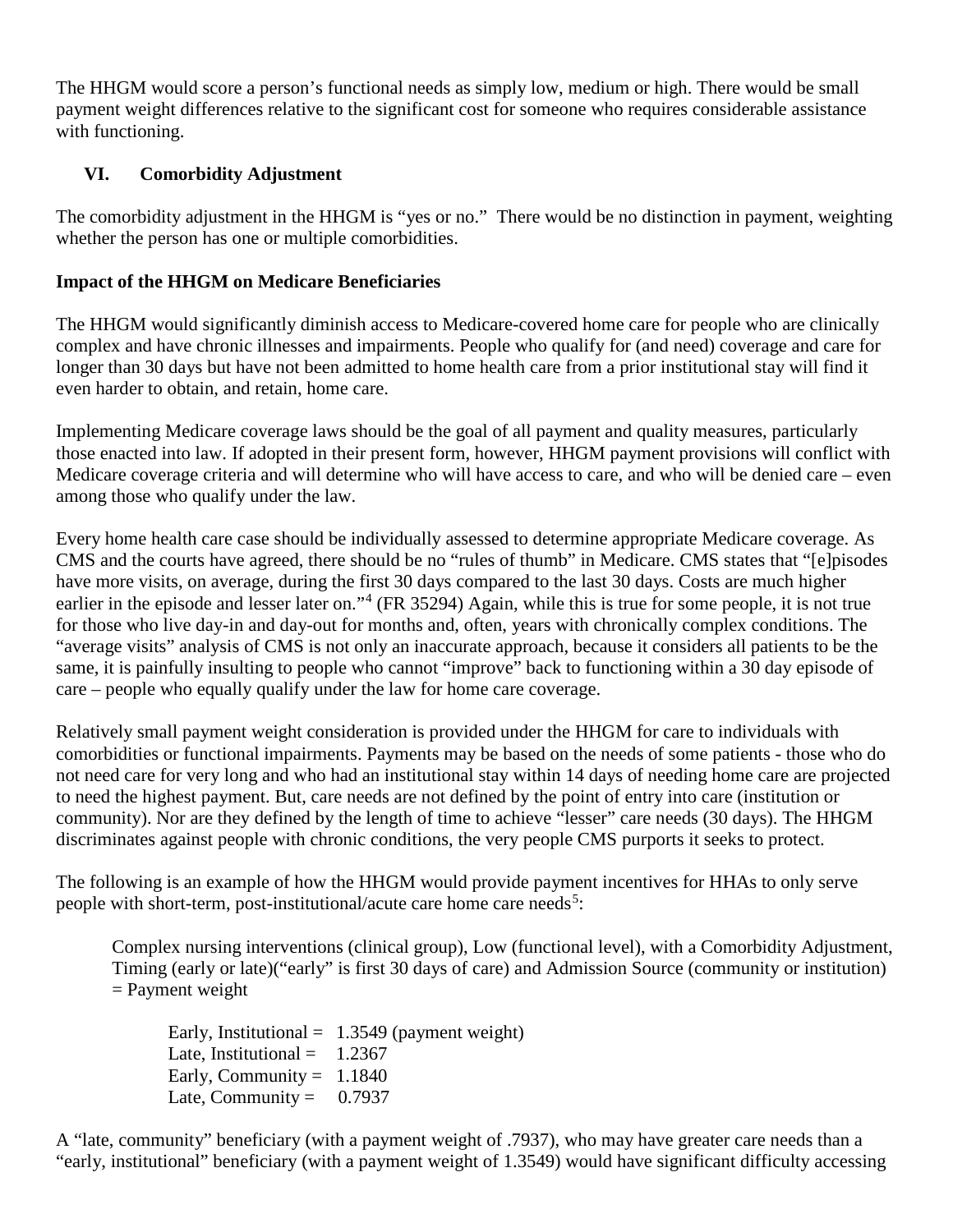The HHGM would score a person's functional needs as simply low, medium or high. There would be small payment weight differences relative to the significant cost for someone who requires considerable assistance with functioning.

## VI. Comorbidity Adjustment

The comorbidity adjustment in the HHGM is "yes or no." There would be no distinction in payment, weighting whether the person has one or multiple comorbidities.

**Impact of the HHGM on Medicare Beneficiaries**

The HHGM would significantly diminish access to Medicare-covered home care for people who are clinically complex and have chronic illnesses and impairments. People who qualify for (and need) coverage and care for longer than 30 days but have not been admitted to home health care from a prior institutional stay will find it even harder to obtain, and retain, home care.

Implementing Medicare coverage laws should be the goal of all payment and quality measures, particularly those enacted into law. If adopted in their present form, however, HHGM payment provisions will conflict with Medicare coverage criteria and will determine who will have access to care, and who will be denied care – even among those who qualify under the law.

Every home health care case should be individually assessed to determine appropriate Medicare coverage. As CMS and the courts have agreed, there should be no "rules of thumb" in Medicare. CMS states that "[e]pisodes have more visits, on average, during the first 30 days compared to the last 30 days. Costs are much higher earlier in the episode and lesser later on."[4] (FR 35294) Again, while this is true for some people, it is not true for those who live day-in and day-out for months and, often, years with chronically complex conditions. The "average visits" analysis of CMS is not only an inaccurate approach, because it considers all patients to be the same, it is painfully insulting to people who cannot "improve" back to functioning within a 30 day episode of care – people who equally qualify under the law for home care coverage.

Relatively small payment weight consideration is provided under the HHGM for care to individuals with comorbidities or functional impairments. Payments may be based on the needs of some patients - those who do not need care for very long and who had an institutional stay within 14 days of needing home care are projected to need the highest payment. But, care needs are not defined by the point of entry into care (institution or community). Nor are they defined by the length of time to achieve "lesser" care needs (30 days). The HHGM discriminates against people with chronic conditions, the very people CMS purports it seeks to protect.

The following is an example of how the HHGM would provide payment incentives for HHAs to only serve people with short-term, post-institutional/acute care home care needs[5]:

> Complex nursing interventions (clinical group), Low (functional level), with a Comorbidity Adjustment, Timing (early or late)("early" is first 30 days of care) and Admission Source (community or institution) = Payment weight
>
> Early, Institutional = 1.3549 (payment weight)
> Late, Institutional = 1.2367
> Early, Community = 1.1840
> Late, Community = 0.7937

A "late, community" beneficiary (with a payment weight of .7937), who may have greater care needs than a "early, institutional" beneficiary (with a payment weight of 1.3549) would have significant difficulty accessing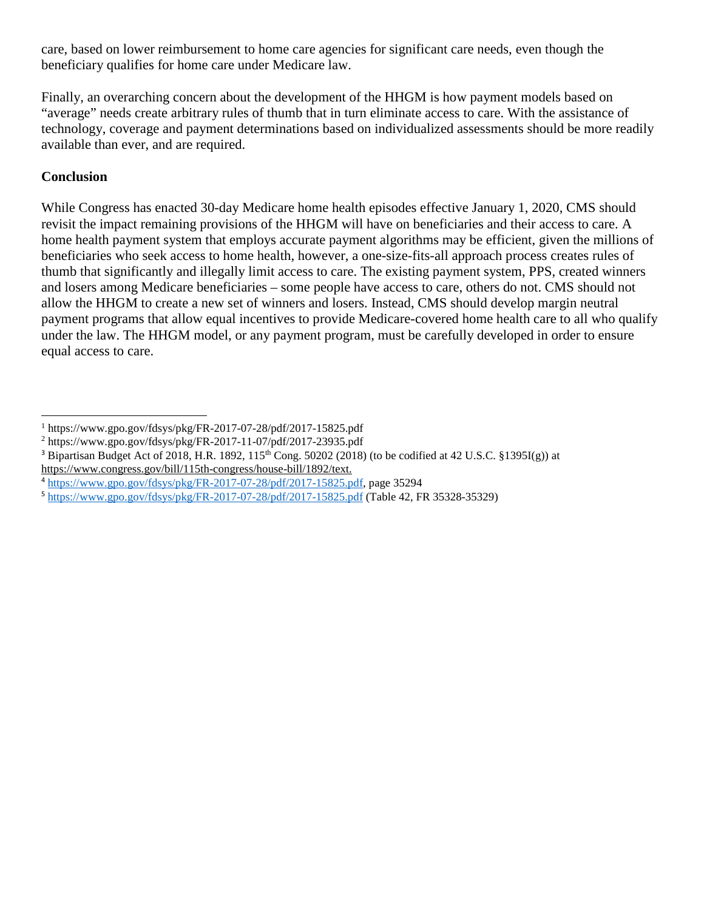care, based on lower reimbursement to home care agencies for significant care needs, even though the beneficiary qualifies for home care under Medicare law.

Finally, an overarching concern about the development of the HHGM is how payment models based on "average" needs create arbitrary rules of thumb that in turn eliminate access to care. With the assistance of technology, coverage and payment determinations based on individualized assessments should be more readily available than ever, and are required.

**Conclusion**

While Congress has enacted 30-day Medicare home health episodes effective January 1, 2020, CMS should revisit the impact remaining provisions of the HHGM will have on beneficiaries and their access to care. A home health payment system that employs accurate payment algorithms may be efficient, given the millions of beneficiaries who seek access to home health, however, a one-size-fits-all approach process creates rules of thumb that significantly and illegally limit access to care. The existing payment system, PPS, created winners and losers among Medicare beneficiaries – some people have access to care, others do not. CMS should not allow the HHGM to create a new set of winners and losers. Instead, CMS should develop margin neutral payment programs that allow equal incentives to provide Medicare-covered home health care to all who qualify under the law. The HHGM model, or any payment program, must be carefully developed in order to ensure equal access to care.

---

[1] https://www.gpo.gov/fdsys/pkg/FR-2017-07-28/pdf/2017-15825.pdf

[2] https://www.gpo.gov/fdsys/pkg/FR-2017-11-07/pdf/2017-23935.pdf

[3] Bipartisan Budget Act of 2018, H.R. 1892, 115th Cong. 50202 (2018) (to be codified at 42 U.S.C. §1395I(g)) at https://www.congress.gov/bill/115th-congress/house-bill/1892/text.

[4] https://www.gpo.gov/fdsys/pkg/FR-2017-07-28/pdf/2017-15825.pdf, page 35294

[5] https://www.gpo.gov/fdsys/pkg/FR-2017-07-28/pdf/2017-15825.pdf (Table 42, FR 35328-35329)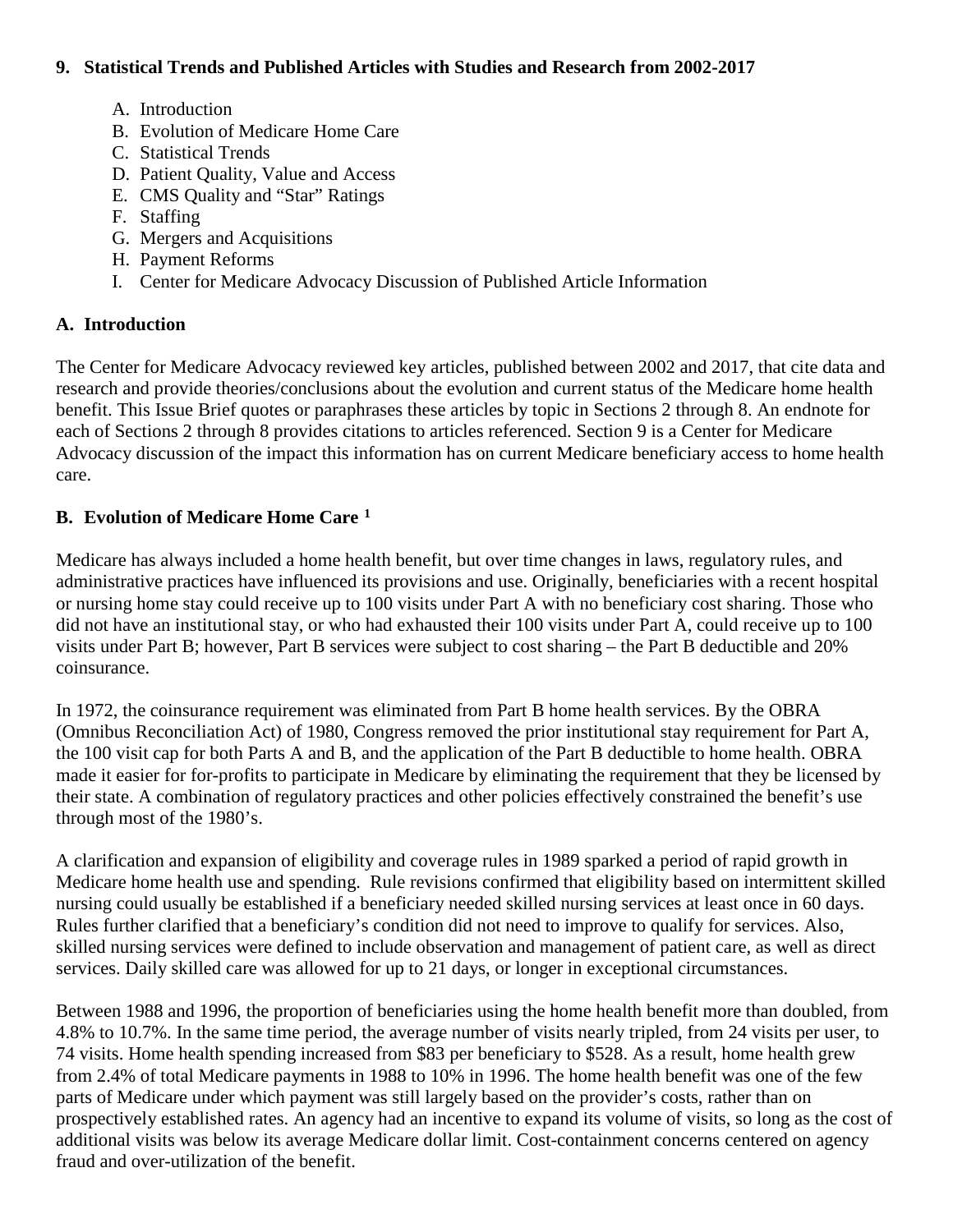## 9. Statistical Trends and Published Articles with Studies and Research from 2002-2017

A. Introduction
B. Evolution of Medicare Home Care
C. Statistical Trends
D. Patient Quality, Value and Access
E. CMS Quality and "Star" Ratings
F. Staffing
G. Mergers and Acquisitions
H. Payment Reforms
I. Center for Medicare Advocacy Discussion of Published Article Information

### A. Introduction

The Center for Medicare Advocacy reviewed key articles, published between 2002 and 2017, that cite data and research and provide theories/conclusions about the evolution and current status of the Medicare home health benefit. This Issue Brief quotes or paraphrases these articles by topic in Sections 2 through 8. An endnote for each of Sections 2 through 8 provides citations to articles referenced. Section 9 is a Center for Medicare Advocacy discussion of the impact this information has on current Medicare beneficiary access to home health care.

### B. Evolution of Medicare Home Care [1]

Medicare has always included a home health benefit, but over time changes in laws, regulatory rules, and administrative practices have influenced its provisions and use. Originally, beneficiaries with a recent hospital or nursing home stay could receive up to 100 visits under Part A with no beneficiary cost sharing. Those who did not have an institutional stay, or who had exhausted their 100 visits under Part A, could receive up to 100 visits under Part B; however, Part B services were subject to cost sharing – the Part B deductible and 20% coinsurance.

In 1972, the coinsurance requirement was eliminated from Part B home health services. By the OBRA (Omnibus Reconciliation Act) of 1980, Congress removed the prior institutional stay requirement for Part A, the 100 visit cap for both Parts A and B, and the application of the Part B deductible to home health. OBRA made it easier for for-profits to participate in Medicare by eliminating the requirement that they be licensed by their state. A combination of regulatory practices and other policies effectively constrained the benefit's use through most of the 1980's.

A clarification and expansion of eligibility and coverage rules in 1989 sparked a period of rapid growth in Medicare home health use and spending. Rule revisions confirmed that eligibility based on intermittent skilled nursing could usually be established if a beneficiary needed skilled nursing services at least once in 60 days. Rules further clarified that a beneficiary's condition did not need to improve to qualify for services. Also, skilled nursing services were defined to include observation and management of patient care, as well as direct services. Daily skilled care was allowed for up to 21 days, or longer in exceptional circumstances.

Between 1988 and 1996, the proportion of beneficiaries using the home health benefit more than doubled, from 4.8% to 10.7%. In the same time period, the average number of visits nearly tripled, from 24 visits per user, to 74 visits. Home health spending increased from $83 per beneficiary to $528. As a result, home health grew from 2.4% of total Medicare payments in 1988 to 10% in 1996. The home health benefit was one of the few parts of Medicare under which payment was still largely based on the provider's costs, rather than on prospectively established rates. An agency had an incentive to expand its volume of visits, so long as the cost of additional visits was below its average Medicare dollar limit. Cost-containment concerns centered on agency fraud and over-utilization of the benefit.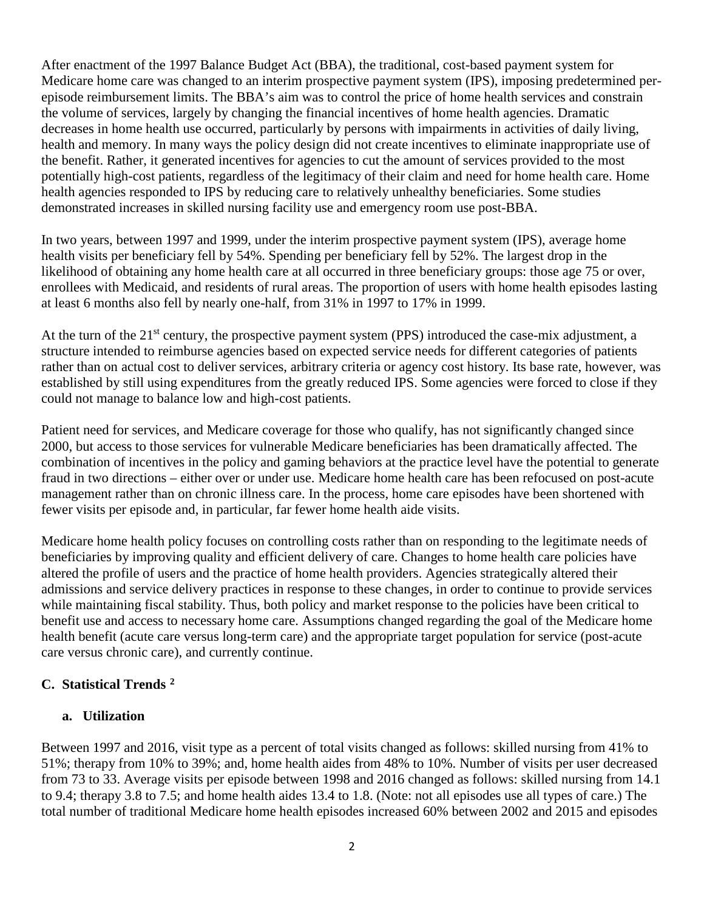After enactment of the 1997 Balance Budget Act (BBA), the traditional, cost-based payment system for Medicare home care was changed to an interim prospective payment system (IPS), imposing predetermined per-episode reimbursement limits. The BBA's aim was to control the price of home health services and constrain the volume of services, largely by changing the financial incentives of home health agencies. Dramatic decreases in home health use occurred, particularly by persons with impairments in activities of daily living, health and memory. In many ways the policy design did not create incentives to eliminate inappropriate use of the benefit. Rather, it generated incentives for agencies to cut the amount of services provided to the most potentially high-cost patients, regardless of the legitimacy of their claim and need for home health care. Home health agencies responded to IPS by reducing care to relatively unhealthy beneficiaries. Some studies demonstrated increases in skilled nursing facility use and emergency room use post-BBA.

In two years, between 1997 and 1999, under the interim prospective payment system (IPS), average home health visits per beneficiary fell by 54%. Spending per beneficiary fell by 52%. The largest drop in the likelihood of obtaining any home health care at all occurred in three beneficiary groups: those age 75 or over, enrollees with Medicaid, and residents of rural areas. The proportion of users with home health episodes lasting at least 6 months also fell by nearly one-half, from 31% in 1997 to 17% in 1999.

At the turn of the 21st century, the prospective payment system (PPS) introduced the case-mix adjustment, a structure intended to reimburse agencies based on expected service needs for different categories of patients rather than on actual cost to deliver services, arbitrary criteria or agency cost history. Its base rate, however, was established by still using expenditures from the greatly reduced IPS. Some agencies were forced to close if they could not manage to balance low and high-cost patients.

Patient need for services, and Medicare coverage for those who qualify, has not significantly changed since 2000, but access to those services for vulnerable Medicare beneficiaries has been dramatically affected. The combination of incentives in the policy and gaming behaviors at the practice level have the potential to generate fraud in two directions – either over or under use. Medicare home health care has been refocused on post-acute management rather than on chronic illness care. In the process, home care episodes have been shortened with fewer visits per episode and, in particular, far fewer home health aide visits.

Medicare home health policy focuses on controlling costs rather than on responding to the legitimate needs of beneficiaries by improving quality and efficient delivery of care. Changes to home health care policies have altered the profile of users and the practice of home health providers. Agencies strategically altered their admissions and service delivery practices in response to these changes, in order to continue to provide services while maintaining fiscal stability. Thus, both policy and market response to the policies have been critical to benefit use and access to necessary home care. Assumptions changed regarding the goal of the Medicare home health benefit (acute care versus long-term care) and the appropriate target population for service (post-acute care versus chronic care), and currently continue.

### C. Statistical Trends [2]

#### a. Utilization

Between 1997 and 2016, visit type as a percent of total visits changed as follows: skilled nursing from 41% to 51%; therapy from 10% to 39%; and, home health aides from 48% to 10%. Number of visits per user decreased from 73 to 33. Average visits per episode between 1998 and 2016 changed as follows: skilled nursing from 14.1 to 9.4; therapy 3.8 to 7.5; and home health aides 13.4 to 1.8. (Note: not all episodes use all types of care.) The total number of traditional Medicare home health episodes increased 60% between 2002 and 2015 and episodes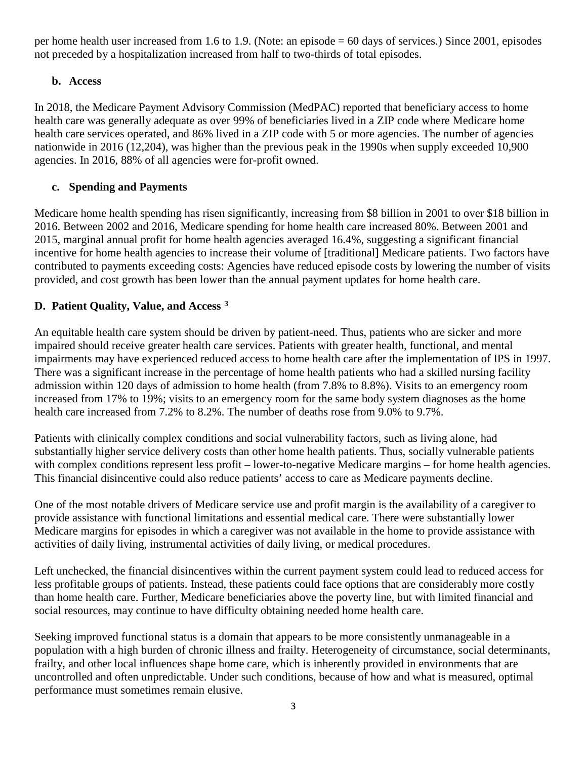per home health user increased from 1.6 to 1.9. (Note: an episode = 60 days of services.) Since 2001, episodes not preceded by a hospitalization increased from half to two-thirds of total episodes.

### b. Access

In 2018, the Medicare Payment Advisory Commission (MedPAC) reported that beneficiary access to home health care was generally adequate as over 99% of beneficiaries lived in a ZIP code where Medicare home health care services operated, and 86% lived in a ZIP code with 5 or more agencies. The number of agencies nationwide in 2016 (12,204), was higher than the previous peak in the 1990s when supply exceeded 10,900 agencies. In 2016, 88% of all agencies were for-profit owned.

### c. Spending and Payments

Medicare home health spending has risen significantly, increasing from $8 billion in 2001 to over $18 billion in 2016. Between 2002 and 2016, Medicare spending for home health care increased 80%. Between 2001 and 2015, marginal annual profit for home health agencies averaged 16.4%, suggesting a significant financial incentive for home health agencies to increase their volume of [traditional] Medicare patients. Two factors have contributed to payments exceeding costs: Agencies have reduced episode costs by lowering the number of visits provided, and cost growth has been lower than the annual payment updates for home health care.

## D. Patient Quality, Value, and Access [3]

An equitable health care system should be driven by patient-need. Thus, patients who are sicker and more impaired should receive greater health care services. Patients with greater health, functional, and mental impairments may have experienced reduced access to home health care after the implementation of IPS in 1997. There was a significant increase in the percentage of home health patients who had a skilled nursing facility admission within 120 days of admission to home health (from 7.8% to 8.8%). Visits to an emergency room increased from 17% to 19%; visits to an emergency room for the same body system diagnoses as the home health care increased from 7.2% to 8.2%. The number of deaths rose from 9.0% to 9.7%.

Patients with clinically complex conditions and social vulnerability factors, such as living alone, had substantially higher service delivery costs than other home health patients. Thus, socially vulnerable patients with complex conditions represent less profit – lower-to-negative Medicare margins – for home health agencies. This financial disincentive could also reduce patients' access to care as Medicare payments decline.

One of the most notable drivers of Medicare service use and profit margin is the availability of a caregiver to provide assistance with functional limitations and essential medical care. There were substantially lower Medicare margins for episodes in which a caregiver was not available in the home to provide assistance with activities of daily living, instrumental activities of daily living, or medical procedures.

Left unchecked, the financial disincentives within the current payment system could lead to reduced access for less profitable groups of patients. Instead, these patients could face options that are considerably more costly than home health care. Further, Medicare beneficiaries above the poverty line, but with limited financial and social resources, may continue to have difficulty obtaining needed home health care.

Seeking improved functional status is a domain that appears to be more consistently unmanageable in a population with a high burden of chronic illness and frailty. Heterogeneity of circumstance, social determinants, frailty, and other local influences shape home care, which is inherently provided in environments that are uncontrolled and often unpredictable. Under such conditions, because of how and what is measured, optimal performance must sometimes remain elusive.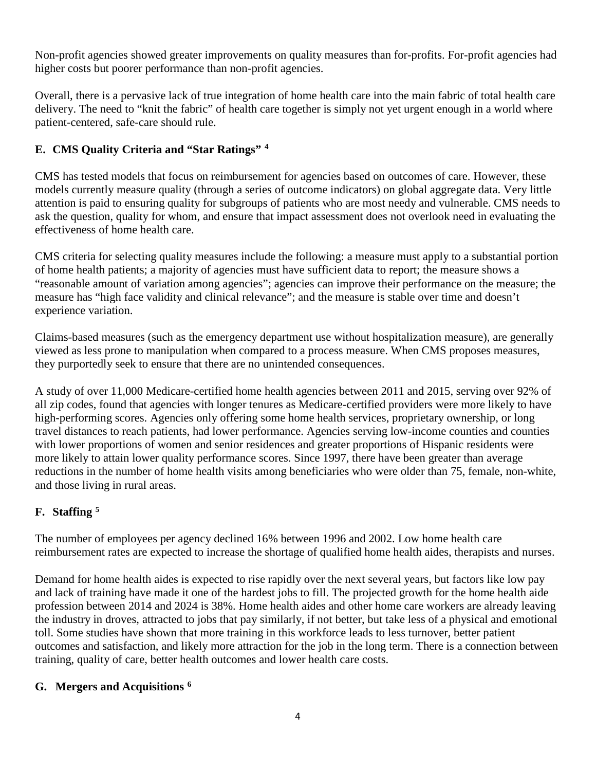Non-profit agencies showed greater improvements on quality measures than for-profits. For-profit agencies had higher costs but poorer performance than non-profit agencies.

Overall, there is a pervasive lack of true integration of home health care into the main fabric of total health care delivery. The need to "knit the fabric" of health care together is simply not yet urgent enough in a world where patient-centered, safe-care should rule.

### E. CMS Quality Criteria and "Star Ratings" [4]

CMS has tested models that focus on reimbursement for agencies based on outcomes of care. However, these models currently measure quality (through a series of outcome indicators) on global aggregate data. Very little attention is paid to ensuring quality for subgroups of patients who are most needy and vulnerable. CMS needs to ask the question, quality for whom, and ensure that impact assessment does not overlook need in evaluating the effectiveness of home health care.

CMS criteria for selecting quality measures include the following: a measure must apply to a substantial portion of home health patients; a majority of agencies must have sufficient data to report; the measure shows a "reasonable amount of variation among agencies"; agencies can improve their performance on the measure; the measure has "high face validity and clinical relevance"; and the measure is stable over time and doesn't experience variation.

Claims-based measures (such as the emergency department use without hospitalization measure), are generally viewed as less prone to manipulation when compared to a process measure. When CMS proposes measures, they purportedly seek to ensure that there are no unintended consequences.

A study of over 11,000 Medicare-certified home health agencies between 2011 and 2015, serving over 92% of all zip codes, found that agencies with longer tenures as Medicare-certified providers were more likely to have high-performing scores. Agencies only offering some home health services, proprietary ownership, or long travel distances to reach patients, had lower performance. Agencies serving low-income counties and counties with lower proportions of women and senior residences and greater proportions of Hispanic residents were more likely to attain lower quality performance scores. Since 1997, there have been greater than average reductions in the number of home health visits among beneficiaries who were older than 75, female, non-white, and those living in rural areas.

### F. Staffing [5]

The number of employees per agency declined 16% between 1996 and 2002. Low home health care reimbursement rates are expected to increase the shortage of qualified home health aides, therapists and nurses.

Demand for home health aides is expected to rise rapidly over the next several years, but factors like low pay and lack of training have made it one of the hardest jobs to fill. The projected growth for the home health aide profession between 2014 and 2024 is 38%. Home health aides and other home care workers are already leaving the industry in droves, attracted to jobs that pay similarly, if not better, but take less of a physical and emotional toll. Some studies have shown that more training in this workforce leads to less turnover, better patient outcomes and satisfaction, and likely more attraction for the job in the long term. There is a connection between training, quality of care, better health outcomes and lower health care costs.

### G. Mergers and Acquisitions [6]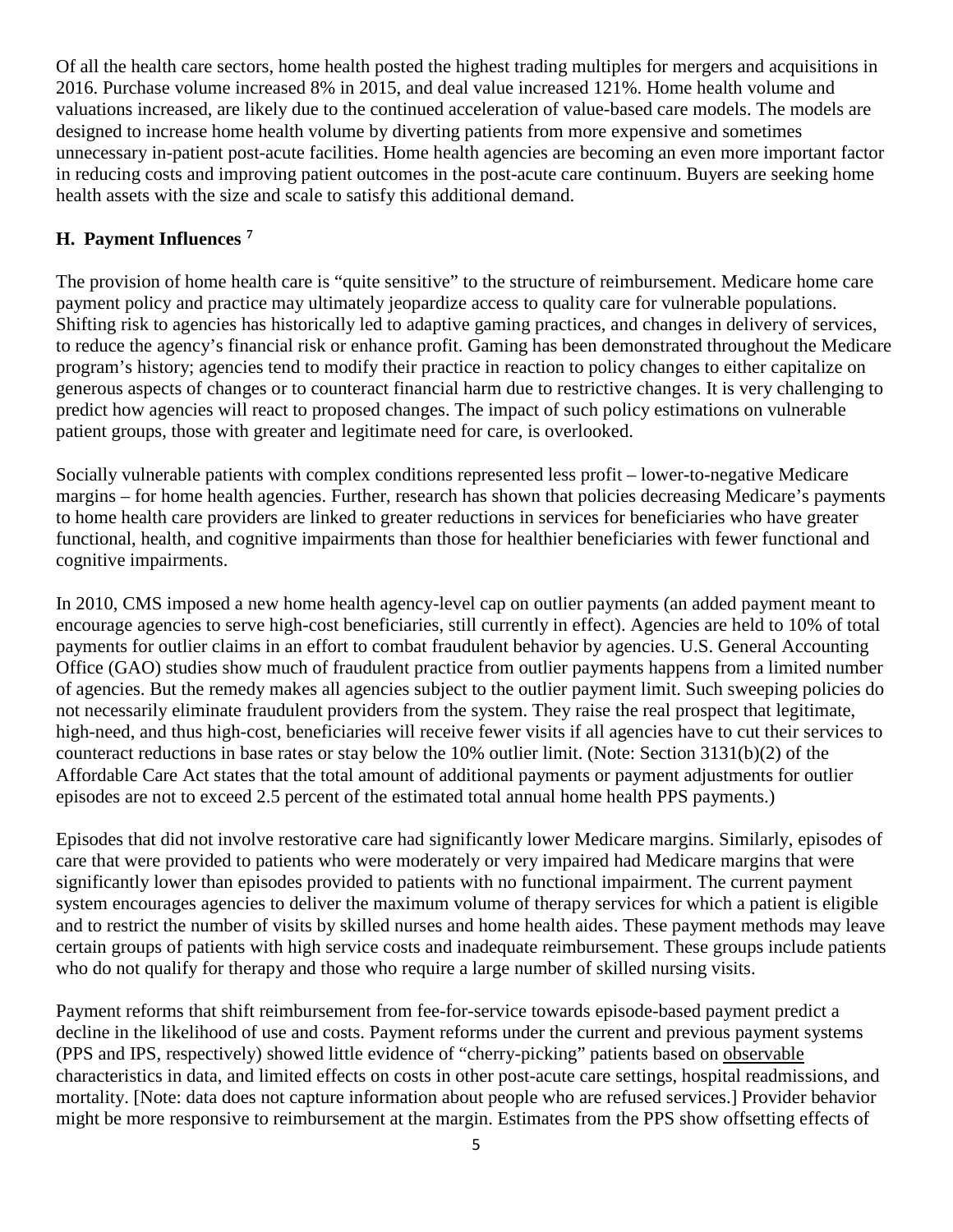Of all the health care sectors, home health posted the highest trading multiples for mergers and acquisitions in 2016. Purchase volume increased 8% in 2015, and deal value increased 121%. Home health volume and valuations increased, are likely due to the continued acceleration of value-based care models. The models are designed to increase home health volume by diverting patients from more expensive and sometimes unnecessary in-patient post-acute facilities. Home health agencies are becoming an even more important factor in reducing costs and improving patient outcomes in the post-acute care continuum. Buyers are seeking home health assets with the size and scale to satisfy this additional demand.

### H. Payment Influences [7]

The provision of home health care is "quite sensitive" to the structure of reimbursement. Medicare home care payment policy and practice may ultimately jeopardize access to quality care for vulnerable populations. Shifting risk to agencies has historically led to adaptive gaming practices, and changes in delivery of services, to reduce the agency's financial risk or enhance profit. Gaming has been demonstrated throughout the Medicare program's history; agencies tend to modify their practice in reaction to policy changes to either capitalize on generous aspects of changes or to counteract financial harm due to restrictive changes. It is very challenging to predict how agencies will react to proposed changes. The impact of such policy estimations on vulnerable patient groups, those with greater and legitimate need for care, is overlooked.

Socially vulnerable patients with complex conditions represented less profit – lower-to-negative Medicare margins – for home health agencies. Further, research has shown that policies decreasing Medicare's payments to home health care providers are linked to greater reductions in services for beneficiaries who have greater functional, health, and cognitive impairments than those for healthier beneficiaries with fewer functional and cognitive impairments.

In 2010, CMS imposed a new home health agency-level cap on outlier payments (an added payment meant to encourage agencies to serve high-cost beneficiaries, still currently in effect). Agencies are held to 10% of total payments for outlier claims in an effort to combat fraudulent behavior by agencies. U.S. General Accounting Office (GAO) studies show much of fraudulent practice from outlier payments happens from a limited number of agencies. But the remedy makes all agencies subject to the outlier payment limit. Such sweeping policies do not necessarily eliminate fraudulent providers from the system. They raise the real prospect that legitimate, high-need, and thus high-cost, beneficiaries will receive fewer visits if all agencies have to cut their services to counteract reductions in base rates or stay below the 10% outlier limit. (Note: Section 3131(b)(2) of the Affordable Care Act states that the total amount of additional payments or payment adjustments for outlier episodes are not to exceed 2.5 percent of the estimated total annual home health PPS payments.)

Episodes that did not involve restorative care had significantly lower Medicare margins. Similarly, episodes of care that were provided to patients who were moderately or very impaired had Medicare margins that were significantly lower than episodes provided to patients with no functional impairment. The current payment system encourages agencies to deliver the maximum volume of therapy services for which a patient is eligible and to restrict the number of visits by skilled nurses and home health aides. These payment methods may leave certain groups of patients with high service costs and inadequate reimbursement. These groups include patients who do not qualify for therapy and those who require a large number of skilled nursing visits.

Payment reforms that shift reimbursement from fee-for-service towards episode-based payment predict a decline in the likelihood of use and costs. Payment reforms under the current and previous payment systems (PPS and IPS, respectively) showed little evidence of "cherry-picking" patients based on <u>observable</u> characteristics in data, and limited effects on costs in other post-acute care settings, hospital readmissions, and mortality. [Note: data does not capture information about people who are refused services.] Provider behavior might be more responsive to reimbursement at the margin. Estimates from the PPS show offsetting effects of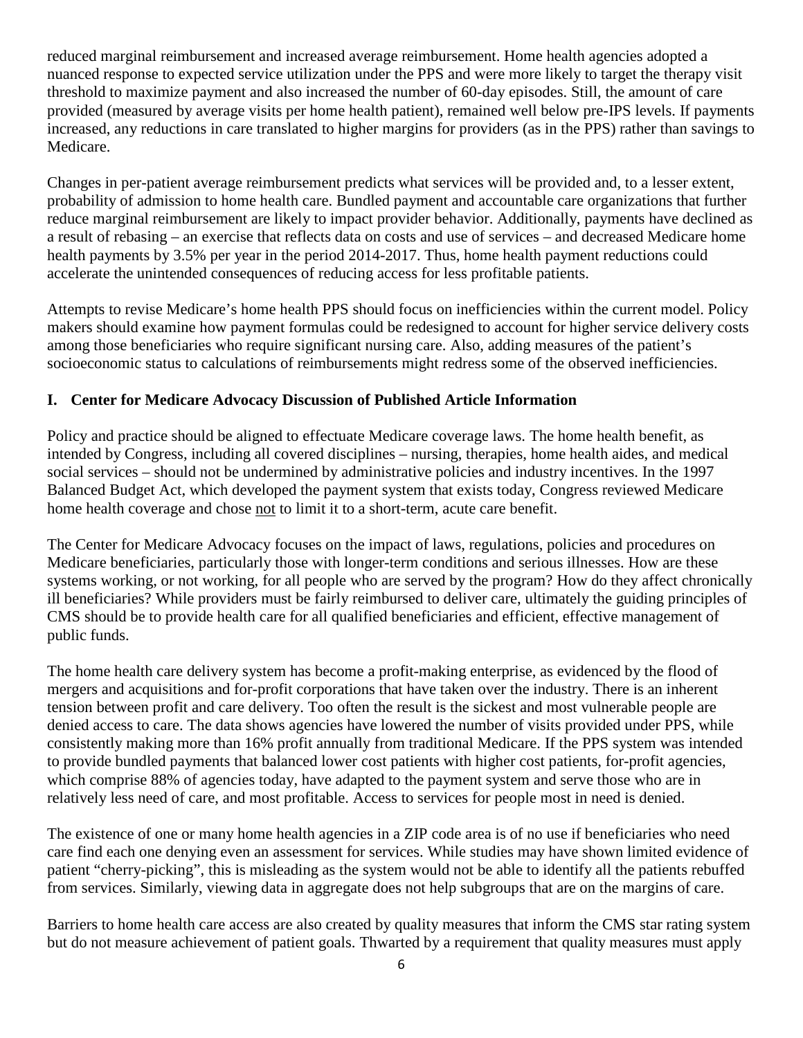reduced marginal reimbursement and increased average reimbursement. Home health agencies adopted a nuanced response to expected service utilization under the PPS and were more likely to target the therapy visit threshold to maximize payment and also increased the number of 60-day episodes. Still, the amount of care provided (measured by average visits per home health patient), remained well below pre-IPS levels. If payments increased, any reductions in care translated to higher margins for providers (as in the PPS) rather than savings to Medicare.

Changes in per-patient average reimbursement predicts what services will be provided and, to a lesser extent, probability of admission to home health care. Bundled payment and accountable care organizations that further reduce marginal reimbursement are likely to impact provider behavior. Additionally, payments have declined as a result of rebasing – an exercise that reflects data on costs and use of services – and decreased Medicare home health payments by 3.5% per year in the period 2014-2017. Thus, home health payment reductions could accelerate the unintended consequences of reducing access for less profitable patients.

Attempts to revise Medicare's home health PPS should focus on inefficiencies within the current model. Policy makers should examine how payment formulas could be redesigned to account for higher service delivery costs among those beneficiaries who require significant nursing care. Also, adding measures of the patient's socioeconomic status to calculations of reimbursements might redress some of the observed inefficiencies.

## I. Center for Medicare Advocacy Discussion of Published Article Information

Policy and practice should be aligned to effectuate Medicare coverage laws. The home health benefit, as intended by Congress, including all covered disciplines – nursing, therapies, home health aides, and medical social services – should not be undermined by administrative policies and industry incentives. In the 1997 Balanced Budget Act, which developed the payment system that exists today, Congress reviewed Medicare home health coverage and chose not to limit it to a short-term, acute care benefit.

The Center for Medicare Advocacy focuses on the impact of laws, regulations, policies and procedures on Medicare beneficiaries, particularly those with longer-term conditions and serious illnesses. How are these systems working, or not working, for all people who are served by the program? How do they affect chronically ill beneficiaries? While providers must be fairly reimbursed to deliver care, ultimately the guiding principles of CMS should be to provide health care for all qualified beneficiaries and efficient, effective management of public funds.

The home health care delivery system has become a profit-making enterprise, as evidenced by the flood of mergers and acquisitions and for-profit corporations that have taken over the industry. There is an inherent tension between profit and care delivery. Too often the result is the sickest and most vulnerable people are denied access to care. The data shows agencies have lowered the number of visits provided under PPS, while consistently making more than 16% profit annually from traditional Medicare. If the PPS system was intended to provide bundled payments that balanced lower cost patients with higher cost patients, for-profit agencies, which comprise 88% of agencies today, have adapted to the payment system and serve those who are in relatively less need of care, and most profitable. Access to services for people most in need is denied.

The existence of one or many home health agencies in a ZIP code area is of no use if beneficiaries who need care find each one denying even an assessment for services. While studies may have shown limited evidence of patient "cherry-picking", this is misleading as the system would not be able to identify all the patients rebuffed from services. Similarly, viewing data in aggregate does not help subgroups that are on the margins of care.

Barriers to home health care access are also created by quality measures that inform the CMS star rating system but do not measure achievement of patient goals. Thwarted by a requirement that quality measures must apply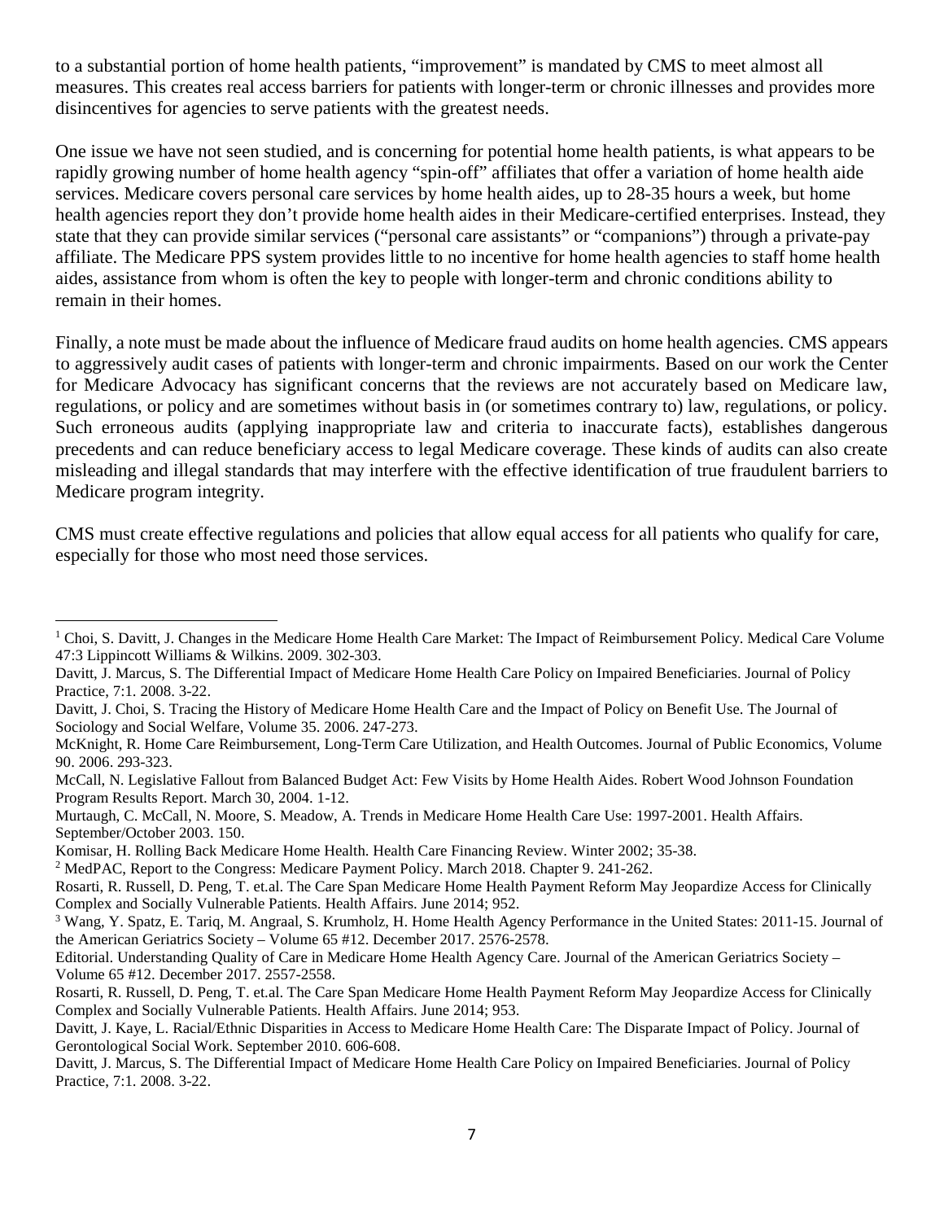to a substantial portion of home health patients, "improvement" is mandated by CMS to meet almost all measures. This creates real access barriers for patients with longer-term or chronic illnesses and provides more disincentives for agencies to serve patients with the greatest needs.

One issue we have not seen studied, and is concerning for potential home health patients, is what appears to be rapidly growing number of home health agency "spin-off" affiliates that offer a variation of home health aide services. Medicare covers personal care services by home health aides, up to 28-35 hours a week, but home health agencies report they don't provide home health aides in their Medicare-certified enterprises. Instead, they state that they can provide similar services ("personal care assistants" or "companions") through a private-pay affiliate. The Medicare PPS system provides little to no incentive for home health agencies to staff home health aides, assistance from whom is often the key to people with longer-term and chronic conditions ability to remain in their homes.

Finally, a note must be made about the influence of Medicare fraud audits on home health agencies. CMS appears to aggressively audit cases of patients with longer-term and chronic impairments. Based on our work the Center for Medicare Advocacy has significant concerns that the reviews are not accurately based on Medicare law, regulations, or policy and are sometimes without basis in (or sometimes contrary to) law, regulations, or policy. Such erroneous audits (applying inappropriate law and criteria to inaccurate facts), establishes dangerous precedents and can reduce beneficiary access to legal Medicare coverage. These kinds of audits can also create misleading and illegal standards that may interfere with the effective identification of true fraudulent barriers to Medicare program integrity.

CMS must create effective regulations and policies that allow equal access for all patients who qualify for care, especially for those who most need those services.

---

[1] Choi, S. Davitt, J. Changes in the Medicare Home Health Care Market: The Impact of Reimbursement Policy. Medical Care Volume 47:3 Lippincott Williams & Wilkins. 2009. 302-303.

Davitt, J. Marcus, S. The Differential Impact of Medicare Home Health Care Policy on Impaired Beneficiaries. Journal of Policy Practice, 7:1. 2008. 3-22.

Davitt, J. Choi, S. Tracing the History of Medicare Home Health Care and the Impact of Policy on Benefit Use. The Journal of Sociology and Social Welfare, Volume 35. 2006. 247-273.

McKnight, R. Home Care Reimbursement, Long-Term Care Utilization, and Health Outcomes. Journal of Public Economics, Volume 90. 2006. 293-323.

McCall, N. Legislative Fallout from Balanced Budget Act: Few Visits by Home Health Aides. Robert Wood Johnson Foundation Program Results Report. March 30, 2004. 1-12.

Murtaugh, C. McCall, N. Moore, S. Meadow, A. Trends in Medicare Home Health Care Use: 1997-2001. Health Affairs. September/October 2003. 150.

Komisar, H. Rolling Back Medicare Home Health. Health Care Financing Review. Winter 2002; 35-38.

[2] MedPAC, Report to the Congress: Medicare Payment Policy. March 2018. Chapter 9. 241-262.

Rosarti, R. Russell, D. Peng, T. et.al. The Care Span Medicare Home Health Payment Reform May Jeopardize Access for Clinically Complex and Socially Vulnerable Patients. Health Affairs. June 2014; 952.

[3] Wang, Y. Spatz, E. Tariq, M. Angraal, S. Krumholz, H. Home Health Agency Performance in the United States: 2011-15. Journal of the American Geriatrics Society – Volume 65 #12. December 2017. 2576-2578.

Editorial. Understanding Quality of Care in Medicare Home Health Agency Care. Journal of the American Geriatrics Society – Volume 65 #12. December 2017. 2557-2558.

Rosarti, R. Russell, D. Peng, T. et.al. The Care Span Medicare Home Health Payment Reform May Jeopardize Access for Clinically Complex and Socially Vulnerable Patients. Health Affairs. June 2014; 953.

Davitt, J. Kaye, L. Racial/Ethnic Disparities in Access to Medicare Home Health Care: The Disparate Impact of Policy. Journal of Gerontological Social Work. September 2010. 606-608.

Davitt, J. Marcus, S. The Differential Impact of Medicare Home Health Care Policy on Impaired Beneficiaries. Journal of Policy Practice, 7:1. 2008. 3-22.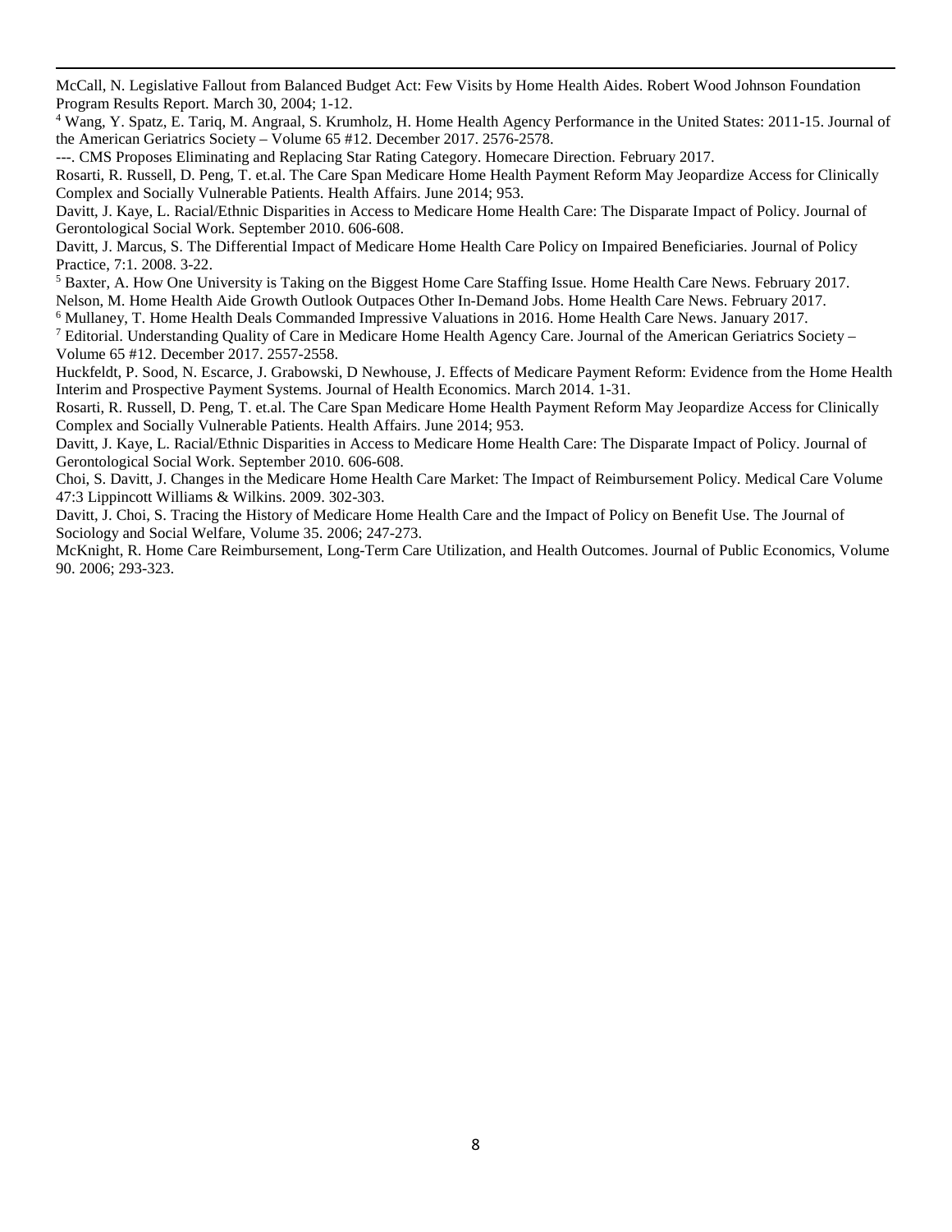McCall, N. Legislative Fallout from Balanced Budget Act: Few Visits by Home Health Aides. Robert Wood Johnson Foundation Program Results Report. March 30, 2004; 1-12.

[4] Wang, Y. Spatz, E. Tariq, M. Angraal, S. Krumholz, H. Home Health Agency Performance in the United States: 2011-15. Journal of the American Geriatrics Society – Volume 65 #12. December 2017. 2576-2578.

---. CMS Proposes Eliminating and Replacing Star Rating Category. Homecare Direction. February 2017.

Rosarti, R. Russell, D. Peng, T. et.al. The Care Span Medicare Home Health Payment Reform May Jeopardize Access for Clinically Complex and Socially Vulnerable Patients. Health Affairs. June 2014; 953.

Davitt, J. Kaye, L. Racial/Ethnic Disparities in Access to Medicare Home Health Care: The Disparate Impact of Policy. Journal of Gerontological Social Work. September 2010. 606-608.

Davitt, J. Marcus, S. The Differential Impact of Medicare Home Health Care Policy on Impaired Beneficiaries. Journal of Policy Practice, 7:1. 2008. 3-22.

[5] Baxter, A. How One University is Taking on the Biggest Home Care Staffing Issue. Home Health Care News. February 2017.

Nelson, M. Home Health Aide Growth Outlook Outpaces Other In-Demand Jobs. Home Health Care News. February 2017.

[6] Mullaney, T. Home Health Deals Commanded Impressive Valuations in 2016. Home Health Care News. January 2017.

[7] Editorial. Understanding Quality of Care in Medicare Home Health Agency Care. Journal of the American Geriatrics Society – Volume 65 #12. December 2017. 2557-2558.

Huckfeldt, P. Sood, N. Escarce, J. Grabowski, D Newhouse, J. Effects of Medicare Payment Reform: Evidence from the Home Health Interim and Prospective Payment Systems. Journal of Health Economics. March 2014. 1-31.

Rosarti, R. Russell, D. Peng, T. et.al. The Care Span Medicare Home Health Payment Reform May Jeopardize Access for Clinically Complex and Socially Vulnerable Patients. Health Affairs. June 2014; 953.

Davitt, J. Kaye, L. Racial/Ethnic Disparities in Access to Medicare Home Health Care: The Disparate Impact of Policy. Journal of Gerontological Social Work. September 2010. 606-608.

Choi, S. Davitt, J. Changes in the Medicare Home Health Care Market: The Impact of Reimbursement Policy. Medical Care Volume 47:3 Lippincott Williams & Wilkins. 2009. 302-303.

Davitt, J. Choi, S. Tracing the History of Medicare Home Health Care and the Impact of Policy on Benefit Use. The Journal of Sociology and Social Welfare, Volume 35. 2006; 247-273.

McKnight, R. Home Care Reimbursement, Long-Term Care Utilization, and Health Outcomes. Journal of Public Economics, Volume 90. 2006; 293-323.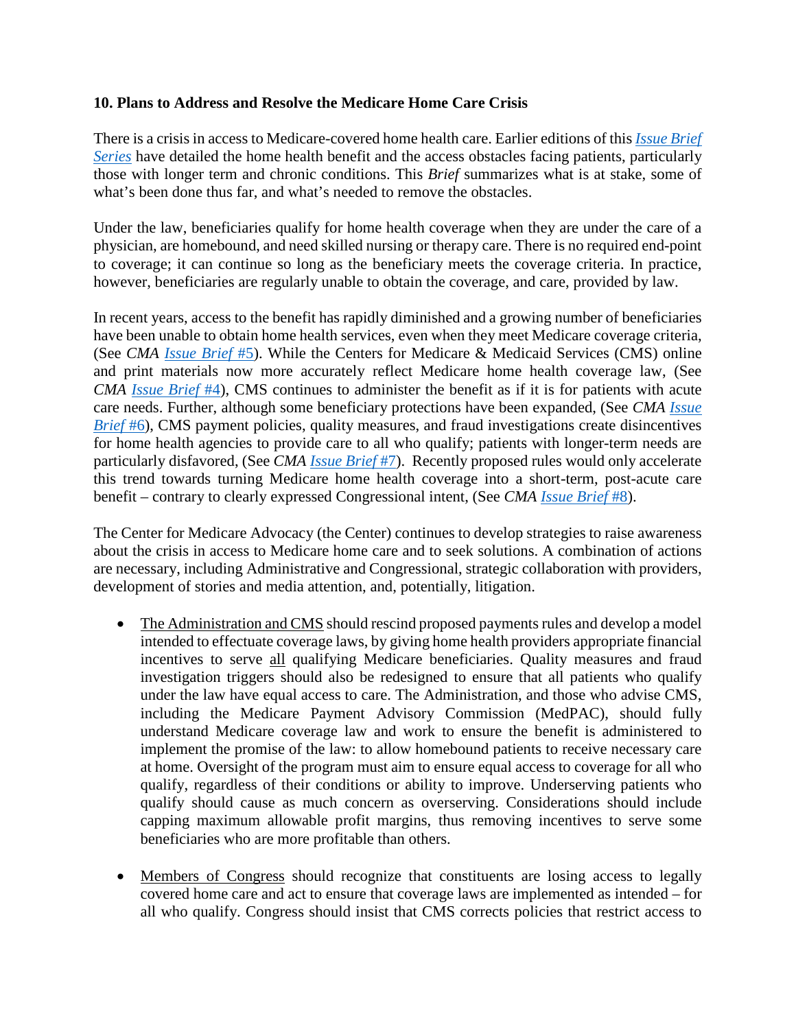### 10. Plans to Address and Resolve the Medicare Home Care Crisis

There is a crisis in access to Medicare-covered home health care. Earlier editions of this *Issue Brief Series* have detailed the home health benefit and the access obstacles facing patients, particularly those with longer term and chronic conditions. This *Brief* summarizes what is at stake, some of what's been done thus far, and what's needed to remove the obstacles.

Under the law, beneficiaries qualify for home health coverage when they are under the care of a physician, are homebound, and need skilled nursing or therapy care. There is no required end-point to coverage; it can continue so long as the beneficiary meets the coverage criteria. In practice, however, beneficiaries are regularly unable to obtain the coverage, and care, provided by law.

In recent years, access to the benefit has rapidly diminished and a growing number of beneficiaries have been unable to obtain home health services, even when they meet Medicare coverage criteria, (See *CMA Issue Brief* #5). While the Centers for Medicare & Medicaid Services (CMS) online and print materials now more accurately reflect Medicare home health coverage law, (See *CMA Issue Brief* #4), CMS continues to administer the benefit as if it is for patients with acute care needs. Further, although some beneficiary protections have been expanded, (See *CMA Issue Brief* #6), CMS payment policies, quality measures, and fraud investigations create disincentives for home health agencies to provide care to all who qualify; patients with longer-term needs are particularly disfavored, (See *CMA Issue Brief* #7). Recently proposed rules would only accelerate this trend towards turning Medicare home health coverage into a short-term, post-acute care benefit – contrary to clearly expressed Congressional intent, (See *CMA Issue Brief* #8).

The Center for Medicare Advocacy (the Center) continues to develop strategies to raise awareness about the crisis in access to Medicare home care and to seek solutions. A combination of actions are necessary, including Administrative and Congressional, strategic collaboration with providers, development of stories and media attention, and, potentially, litigation.

- The Administration and CMS should rescind proposed payments rules and develop a model intended to effectuate coverage laws, by giving home health providers appropriate financial incentives to serve all qualifying Medicare beneficiaries. Quality measures and fraud investigation triggers should also be redesigned to ensure that all patients who qualify under the law have equal access to care. The Administration, and those who advise CMS, including the Medicare Payment Advisory Commission (MedPAC), should fully understand Medicare coverage law and work to ensure the benefit is administered to implement the promise of the law: to allow homebound patients to receive necessary care at home. Oversight of the program must aim to ensure equal access to coverage for all who qualify, regardless of their conditions or ability to improve. Underserving patients who qualify should cause as much concern as overserving. Considerations should include capping maximum allowable profit margins, thus removing incentives to serve some beneficiaries who are more profitable than others.

- Members of Congress should recognize that constituents are losing access to legally covered home care and act to ensure that coverage laws are implemented as intended – for all who qualify. Congress should insist that CMS corrects policies that restrict access to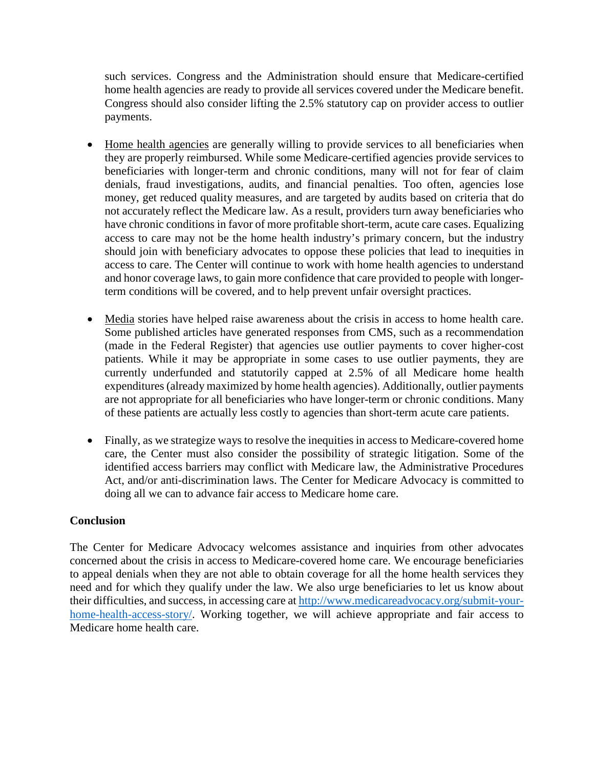such services. Congress and the Administration should ensure that Medicare-certified home health agencies are ready to provide all services covered under the Medicare benefit. Congress should also consider lifting the 2.5% statutory cap on provider access to outlier payments.

- Home health agencies are generally willing to provide services to all beneficiaries when they are properly reimbursed. While some Medicare-certified agencies provide services to beneficiaries with longer-term and chronic conditions, many will not for fear of claim denials, fraud investigations, audits, and financial penalties. Too often, agencies lose money, get reduced quality measures, and are targeted by audits based on criteria that do not accurately reflect the Medicare law. As a result, providers turn away beneficiaries who have chronic conditions in favor of more profitable short-term, acute care cases. Equalizing access to care may not be the home health industry's primary concern, but the industry should join with beneficiary advocates to oppose these policies that lead to inequities in access to care. The Center will continue to work with home health agencies to understand and honor coverage laws, to gain more confidence that care provided to people with longer-term conditions will be covered, and to help prevent unfair oversight practices.

- Media stories have helped raise awareness about the crisis in access to home health care. Some published articles have generated responses from CMS, such as a recommendation (made in the Federal Register) that agencies use outlier payments to cover higher-cost patients. While it may be appropriate in some cases to use outlier payments, they are currently underfunded and statutorily capped at 2.5% of all Medicare home health expenditures (already maximized by home health agencies). Additionally, outlier payments are not appropriate for all beneficiaries who have longer-term or chronic conditions. Many of these patients are actually less costly to agencies than short-term acute care patients.

- Finally, as we strategize ways to resolve the inequities in access to Medicare-covered home care, the Center must also consider the possibility of strategic litigation. Some of the identified access barriers may conflict with Medicare law, the Administrative Procedures Act, and/or anti-discrimination laws. The Center for Medicare Advocacy is committed to doing all we can to advance fair access to Medicare home care.

**Conclusion**

The Center for Medicare Advocacy welcomes assistance and inquiries from other advocates concerned about the crisis in access to Medicare-covered home care. We encourage beneficiaries to appeal denials when they are not able to obtain coverage for all the home health services they need and for which they qualify under the law. We also urge beneficiaries to let us know about their difficulties, and success, in accessing care at http://www.medicareadvocacy.org/submit-your-home-health-access-story/. Working together, we will achieve appropriate and fair access to Medicare home health care.